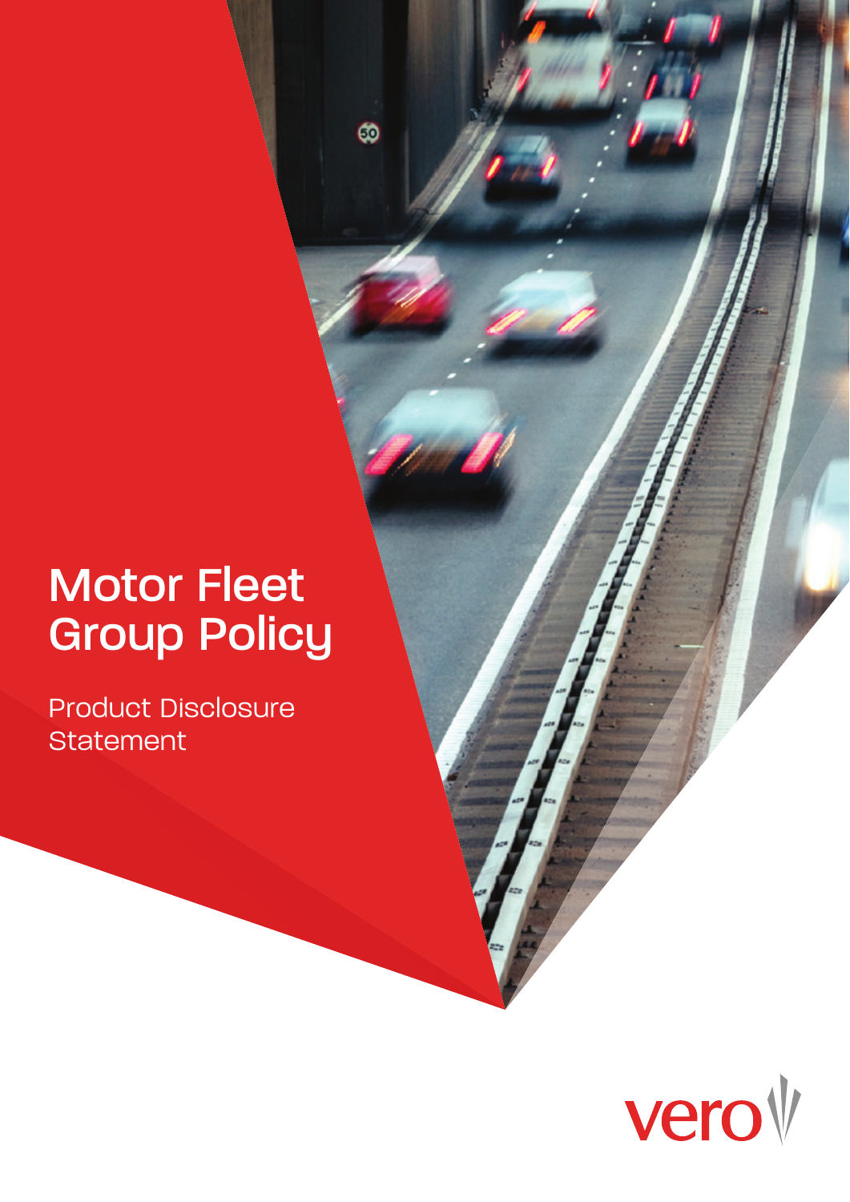# Motor Fleet Group Policy

Product Disclosure Statement

vero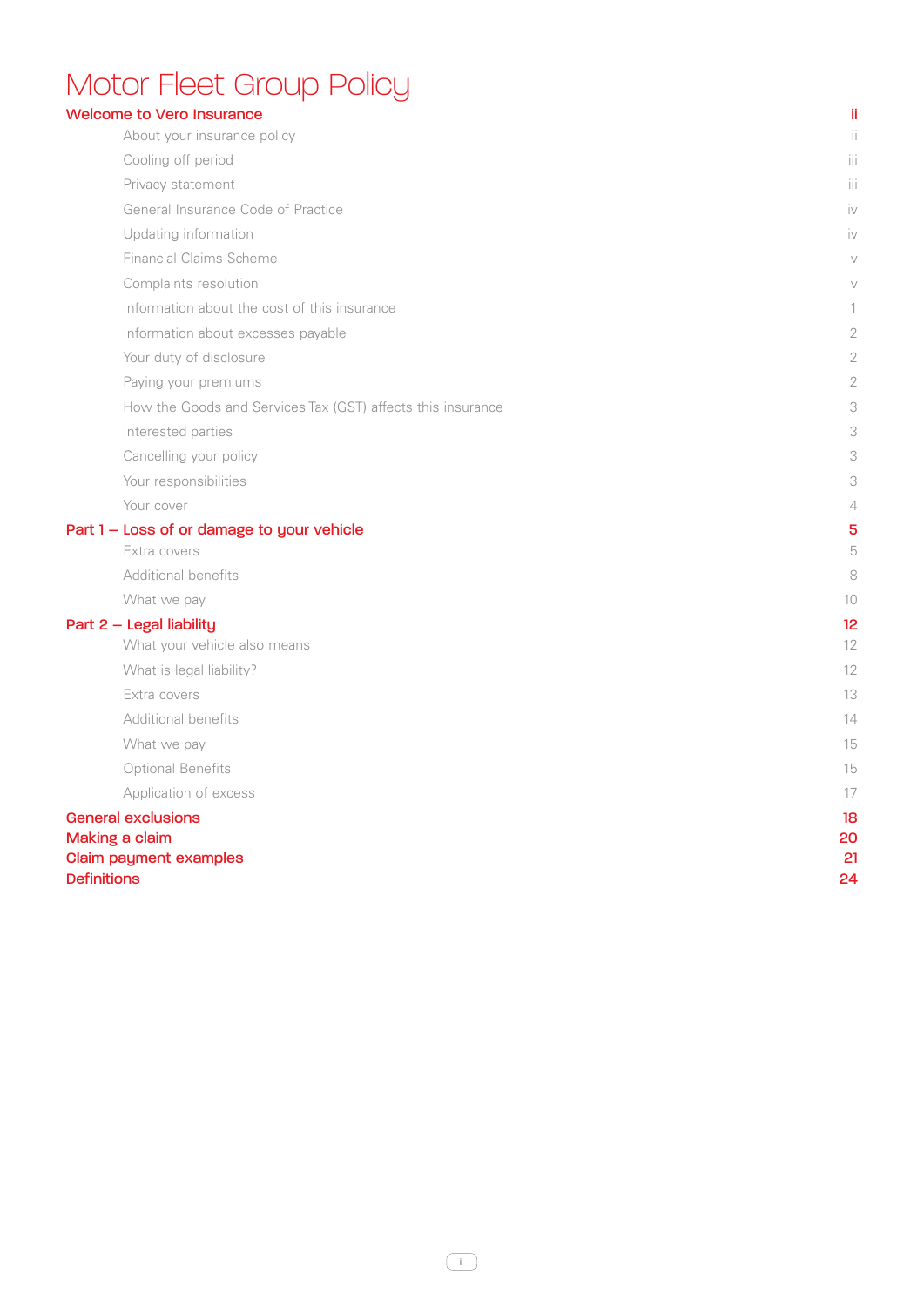# Motor Fleet Group Policy

| | |
|---|---|
| **Welcome to Vero Insurance** | **ii** |
| About your insurance policy | ii |
| Cooling off period | iii |
| Privacy statement | iii |
| General Insurance Code of Practice | iv |
| Updating information | iv |
| Financial Claims Scheme | v |
| Complaints resolution | v |
| Information about the cost of this insurance | 1 |
| Information about excesses payable | 2 |
| Your duty of disclosure | 2 |
| Paying your premiums | 2 |
| How the Goods and Services Tax (GST) affects this insurance | 3 |
| Interested parties | 3 |
| Cancelling your policy | 3 |
| Your responsibilities | 3 |
| Your cover | 4 |
| **Part 1 – Loss of or damage to your vehicle** | **5** |
| Extra covers | 5 |
| Additional benefits | 8 |
| What we pay | 10 |
| **Part 2 – Legal liability** | **12** |
| What your vehicle also means | 12 |
| What is legal liability? | 12 |
| Extra covers | 13 |
| Additional benefits | 14 |
| What we pay | 15 |
| Optional Benefits | 15 |
| Application of excess | 17 |
| **General exclusions** | **18** |
| **Making a claim** | **20** |
| **Claim payment examples** | **21** |
| **Definitions** | **24** |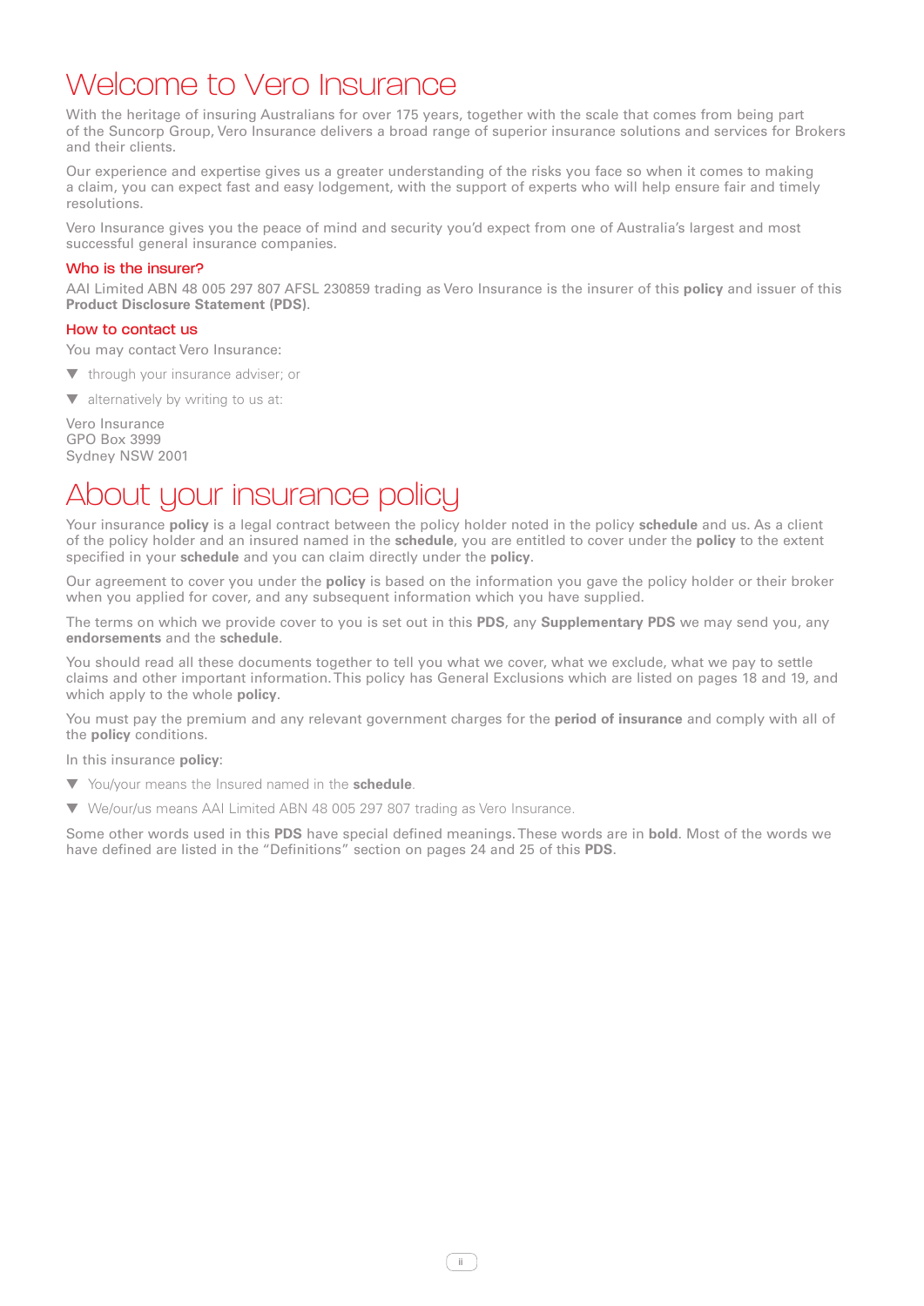# Welcome to Vero Insurance

With the heritage of insuring Australians for over 175 years, together with the scale that comes from being part of the Suncorp Group, Vero Insurance delivers a broad range of superior insurance solutions and services for Brokers and their clients.

Our experience and expertise gives us a greater understanding of the risks you face so when it comes to making a claim, you can expect fast and easy lodgement, with the support of experts who will help ensure fair and timely resolutions.

Vero Insurance gives you the peace of mind and security you'd expect from one of Australia's largest and most successful general insurance companies.

## Who is the insurer?

AAI Limited ABN 48 005 297 807 AFSL 230859 trading as Vero Insurance is the insurer of this **policy** and issuer of this **Product Disclosure Statement (PDS)**.

## How to contact us

You may contact Vero Insurance:

- through your insurance adviser; or
- alternatively by writing to us at:

Vero Insurance
GPO Box 3999
Sydney NSW 2001

# About your insurance policy

Your insurance **policy** is a legal contract between the policy holder noted in the policy **schedule** and us. As a client of the policy holder and an insured named in the **schedule**, you are entitled to cover under the **policy** to the extent specified in your **schedule** and you can claim directly under the **policy**.

Our agreement to cover you under the **policy** is based on the information you gave the policy holder or their broker when you applied for cover, and any subsequent information which you have supplied.

The terms on which we provide cover to you is set out in this **PDS**, any **Supplementary PDS** we may send you, any **endorsements** and the **schedule**.

You should read all these documents together to tell you what we cover, what we exclude, what we pay to settle claims and other important information. This policy has General Exclusions which are listed on pages 18 and 19, and which apply to the whole **policy**.

You must pay the premium and any relevant government charges for the **period of insurance** and comply with all of the **policy** conditions.

In this insurance **policy**:

- You/your means the Insured named in the **schedule**.
- We/our/us means AAI Limited ABN 48 005 297 807 trading as Vero Insurance.

Some other words used in this **PDS** have special defined meanings. These words are in **bold**. Most of the words we have defined are listed in the "Definitions" section on pages 24 and 25 of this **PDS**.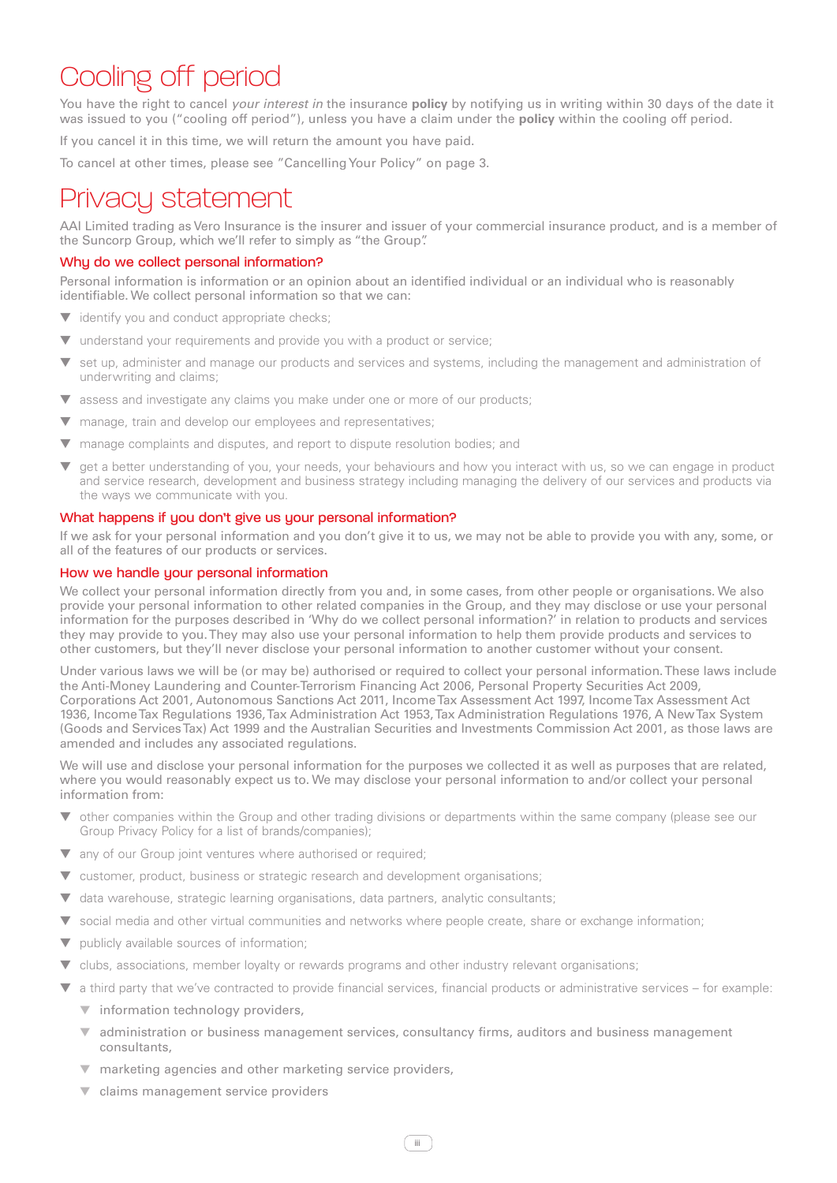# Cooling off period

You have the right to cancel *your interest in* the insurance **policy** by notifying us in writing within 30 days of the date it was issued to you ("cooling off period"), unless you have a claim under the **policy** within the cooling off period.

If you cancel it in this time, we will return the amount you have paid.

To cancel at other times, please see "Cancelling Your Policy" on page 3.

# Privacy statement

AAI Limited trading as Vero Insurance is the insurer and issuer of your commercial insurance product, and is a member of the Suncorp Group, which we'll refer to simply as "the Group".

## Why do we collect personal information?

Personal information is information or an opinion about an identified individual or an individual who is reasonably identifiable. We collect personal information so that we can:

- identify you and conduct appropriate checks;
- understand your requirements and provide you with a product or service;
- set up, administer and manage our products and services and systems, including the management and administration of underwriting and claims;
- assess and investigate any claims you make under one or more of our products;
- manage, train and develop our employees and representatives;
- manage complaints and disputes, and report to dispute resolution bodies; and
- get a better understanding of you, your needs, your behaviours and how you interact with us, so we can engage in product and service research, development and business strategy including managing the delivery of our services and products via the ways we communicate with you.

## What happens if you don't give us your personal information?

If we ask for your personal information and you don't give it to us, we may not be able to provide you with any, some, or all of the features of our products or services.

## How we handle your personal information

We collect your personal information directly from you and, in some cases, from other people or organisations. We also provide your personal information to other related companies in the Group, and they may disclose or use your personal information for the purposes described in 'Why do we collect personal information?' in relation to products and services they may provide to you. They may also use your personal information to help them provide products and services to other customers, but they'll never disclose your personal information to another customer without your consent.

Under various laws we will be (or may be) authorised or required to collect your personal information. These laws include the Anti-Money Laundering and Counter-Terrorism Financing Act 2006, Personal Property Securities Act 2009, Corporations Act 2001, Autonomous Sanctions Act 2011, Income Tax Assessment Act 1997, Income Tax Assessment Act 1936, Income Tax Regulations 1936, Tax Administration Act 1953, Tax Administration Regulations 1976, A New Tax System (Goods and Services Tax) Act 1999 and the Australian Securities and Investments Commission Act 2001, as those laws are amended and includes any associated regulations.

We will use and disclose your personal information for the purposes we collected it as well as purposes that are related, where you would reasonably expect us to. We may disclose your personal information to and/or collect your personal information from:

- other companies within the Group and other trading divisions or departments within the same company (please see our Group Privacy Policy for a list of brands/companies);
- any of our Group joint ventures where authorised or required;
- customer, product, business or strategic research and development organisations;
- data warehouse, strategic learning organisations, data partners, analytic consultants;
- social media and other virtual communities and networks where people create, share or exchange information;
- publicly available sources of information;
- clubs, associations, member loyalty or rewards programs and other industry relevant organisations;
- a third party that we've contracted to provide financial services, financial products or administrative services – for example:
  - information technology providers,
  - administration or business management services, consultancy firms, auditors and business management consultants,
  - marketing agencies and other marketing service providers,
  - claims management service providers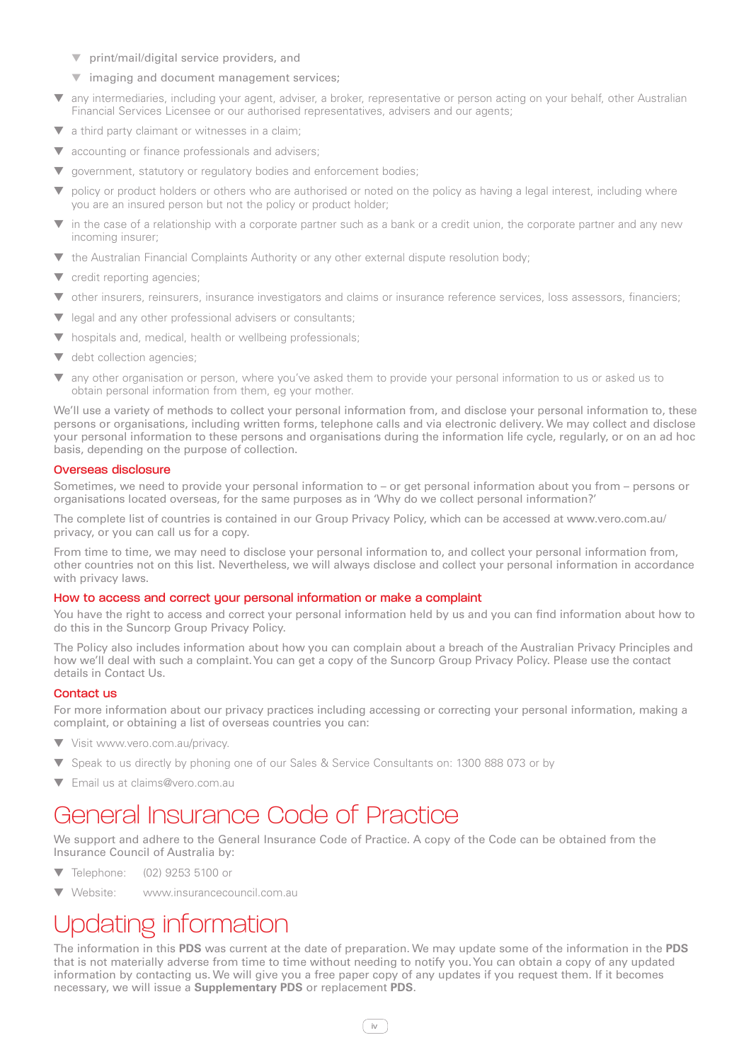- print/mail/digital service providers, and
  - imaging and document management services;
- any intermediaries, including your agent, adviser, a broker, representative or person acting on your behalf, other Australian Financial Services Licensee or our authorised representatives, advisers and our agents;
- a third party claimant or witnesses in a claim;
- accounting or finance professionals and advisers;
- government, statutory or regulatory bodies and enforcement bodies;
- policy or product holders or others who are authorised or noted on the policy as having a legal interest, including where you are an insured person but not the policy or product holder;
- in the case of a relationship with a corporate partner such as a bank or a credit union, the corporate partner and any new incoming insurer;
- the Australian Financial Complaints Authority or any other external dispute resolution body;
- credit reporting agencies;
- other insurers, reinsurers, insurance investigators and claims or insurance reference services, loss assessors, financiers;
- legal and any other professional advisers or consultants;
- hospitals and, medical, health or wellbeing professionals;
- debt collection agencies;
- any other organisation or person, where you've asked them to provide your personal information to us or asked us to obtain personal information from them, eg your mother.

We'll use a variety of methods to collect your personal information from, and disclose your personal information to, these persons or organisations, including written forms, telephone calls and via electronic delivery. We may collect and disclose your personal information to these persons and organisations during the information life cycle, regularly, or on an ad hoc basis, depending on the purpose of collection.

### Overseas disclosure

Sometimes, we need to provide your personal information to – or get personal information about you from – persons or organisations located overseas, for the same purposes as in 'Why do we collect personal information?'

The complete list of countries is contained in our Group Privacy Policy, which can be accessed at www.vero.com.au/privacy, or you can call us for a copy.

From time to time, we may need to disclose your personal information to, and collect your personal information from, other countries not on this list. Nevertheless, we will always disclose and collect your personal information in accordance with privacy laws.

### How to access and correct your personal information or make a complaint

You have the right to access and correct your personal information held by us and you can find information about how to do this in the Suncorp Group Privacy Policy.

The Policy also includes information about how you can complain about a breach of the Australian Privacy Principles and how we'll deal with such a complaint. You can get a copy of the Suncorp Group Privacy Policy. Please use the contact details in Contact Us.

### Contact us

For more information about our privacy practices including accessing or correcting your personal information, making a complaint, or obtaining a list of overseas countries you can:

- Visit www.vero.com.au/privacy.
- Speak to us directly by phoning one of our Sales & Service Consultants on: 1300 888 073 or by
- Email us at claims@vero.com.au

# General Insurance Code of Practice

We support and adhere to the General Insurance Code of Practice. A copy of the Code can be obtained from the Insurance Council of Australia by:

- Telephone: (02) 9253 5100 or
- Website: www.insurancecouncil.com.au

# Updating information

The information in this **PDS** was current at the date of preparation. We may update some of the information in the **PDS** that is not materially adverse from time to time without needing to notify you. You can obtain a copy of any updated information by contacting us. We will give you a free paper copy of any updates if you request them. If it becomes necessary, we will issue a **Supplementary PDS** or replacement **PDS**.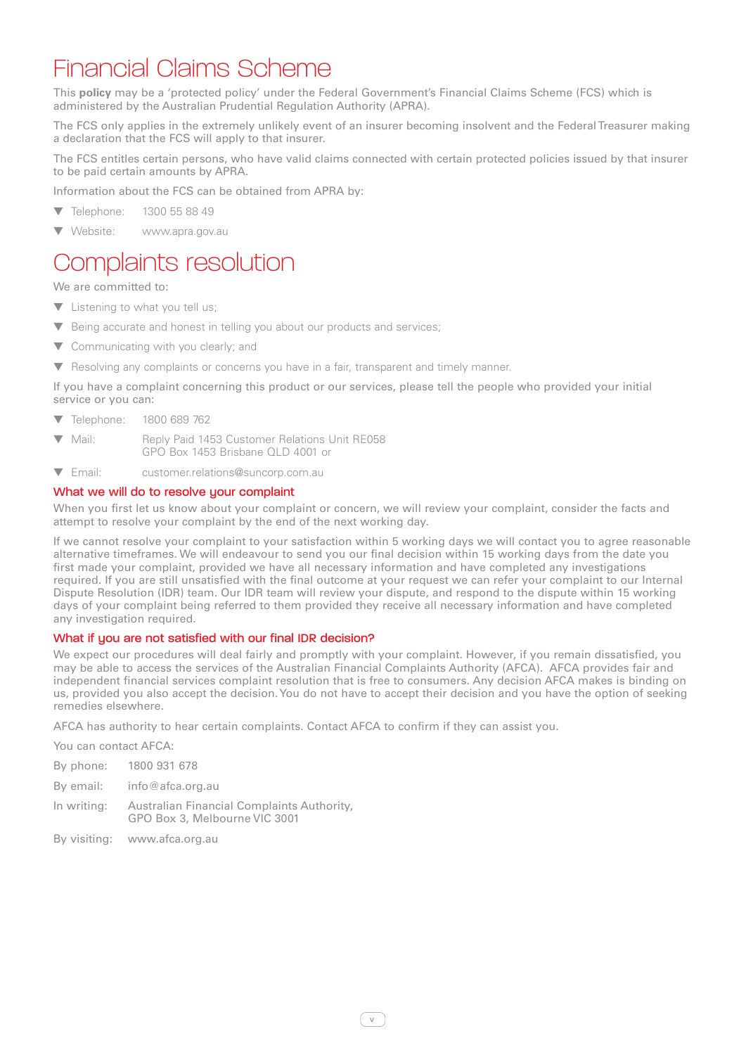# Financial Claims Scheme

This **policy** may be a 'protected policy' under the Federal Government's Financial Claims Scheme (FCS) which is administered by the Australian Prudential Regulation Authority (APRA).

The FCS only applies in the extremely unlikely event of an insurer becoming insolvent and the Federal Treasurer making a declaration that the FCS will apply to that insurer.

The FCS entitles certain persons, who have valid claims connected with certain protected policies issued by that insurer to be paid certain amounts by APRA.

Information about the FCS can be obtained from APRA by:

- Telephone: 1300 55 88 49
- Website: www.apra.gov.au

# Complaints resolution

We are committed to:

- Listening to what you tell us;
- Being accurate and honest in telling you about our products and services;
- Communicating with you clearly; and
- Resolving any complaints or concerns you have in a fair, transparent and timely manner.

If you have a complaint concerning this product or our services, please tell the people who provided your initial service or you can:

- Telephone: 1800 689 762
- Mail: Reply Paid 1453 Customer Relations Unit RE058
  GPO Box 1453 Brisbane QLD 4001 or
- Email: customer.relations@suncorp.com.au

## What we will do to resolve your complaint

When you first let us know about your complaint or concern, we will review your complaint, consider the facts and attempt to resolve your complaint by the end of the next working day.

If we cannot resolve your complaint to your satisfaction within 5 working days we will contact you to agree reasonable alternative timeframes. We will endeavour to send you our final decision within 15 working days from the date you first made your complaint, provided we have all necessary information and have completed any investigations required. If you are still unsatisfied with the final outcome at your request we can refer your complaint to our Internal Dispute Resolution (IDR) team. Our IDR team will review your dispute, and respond to the dispute within 15 working days of your complaint being referred to them provided they receive all necessary information and have completed any investigation required.

## What if you are not satisfied with our final IDR decision?

We expect our procedures will deal fairly and promptly with your complaint. However, if you remain dissatisfied, you may be able to access the services of the Australian Financial Complaints Authority (AFCA). AFCA provides fair and independent financial services complaint resolution that is free to consumers. Any decision AFCA makes is binding on us, provided you also accept the decision. You do not have to accept their decision and you have the option of seeking remedies elsewhere.

AFCA has authority to hear certain complaints. Contact AFCA to confirm if they can assist you.

You can contact AFCA:

By phone: 1800 931 678

By email: info@afca.org.au

In writing: Australian Financial Complaints Authority,
GPO Box 3, Melbourne VIC 3001

By visiting: www.afca.org.au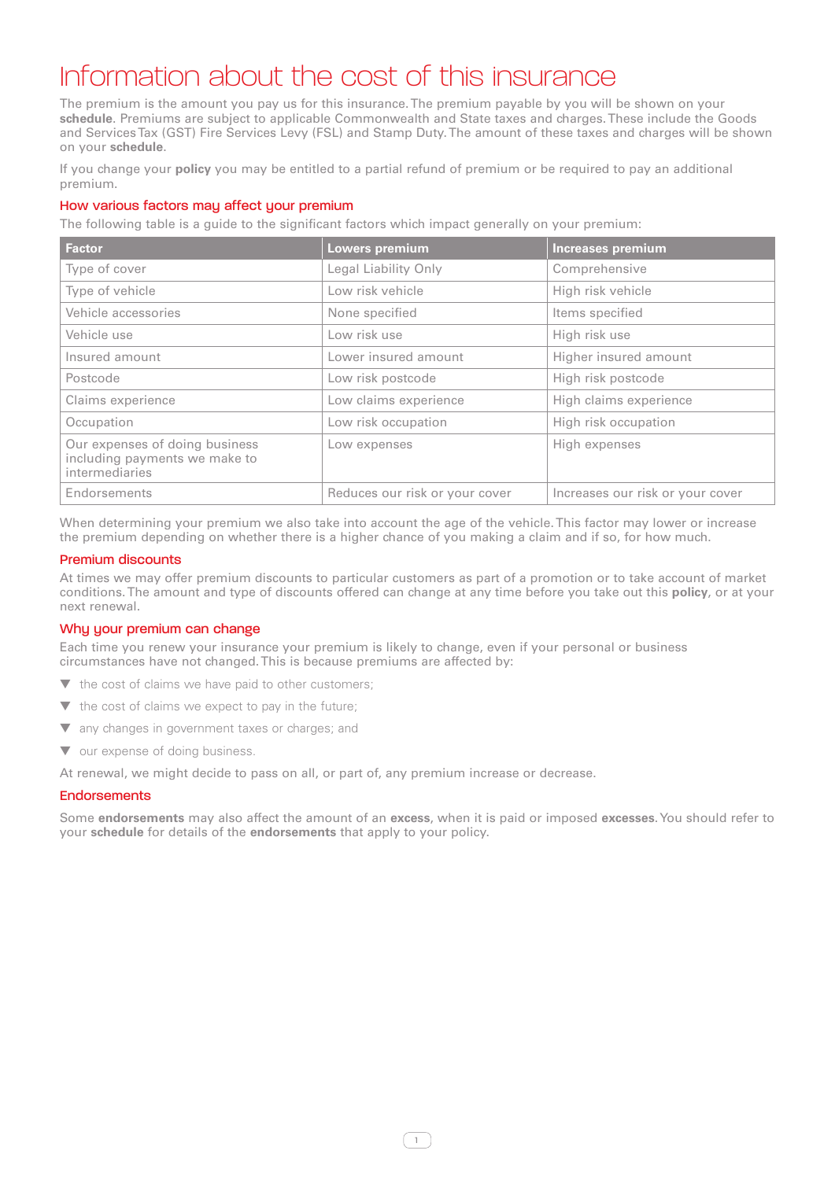# Information about the cost of this insurance

The premium is the amount you pay us for this insurance. The premium payable by you will be shown on your **schedule**. Premiums are subject to applicable Commonwealth and State taxes and charges. These include the Goods and Services Tax (GST) Fire Services Levy (FSL) and Stamp Duty. The amount of these taxes and charges will be shown on your **schedule**.

If you change your **policy** you may be entitled to a partial refund of premium or be required to pay an additional premium.

## How various factors may affect your premium

The following table is a guide to the significant factors which impact generally on your premium:

| Factor | Lowers premium | Increases premium |
|---|---|---|
| Type of cover | Legal Liability Only | Comprehensive |
| Type of vehicle | Low risk vehicle | High risk vehicle |
| Vehicle accessories | None specified | Items specified |
| Vehicle use | Low risk use | High risk use |
| Insured amount | Lower insured amount | Higher insured amount |
| Postcode | Low risk postcode | High risk postcode |
| Claims experience | Low claims experience | High claims experience |
| Occupation | Low risk occupation | High risk occupation |
| Our expenses of doing business including payments we make to intermediaries | Low expenses | High expenses |
| Endorsements | Reduces our risk or your cover | Increases our risk or your cover |

When determining your premium we also take into account the age of the vehicle. This factor may lower or increase the premium depending on whether there is a higher chance of you making a claim and if so, for how much.

## Premium discounts

At times we may offer premium discounts to particular customers as part of a promotion or to take account of market conditions. The amount and type of discounts offered can change at any time before you take out this **policy**, or at your next renewal.

## Why your premium can change

Each time you renew your insurance your premium is likely to change, even if your personal or business circumstances have not changed. This is because premiums are affected by:

- the cost of claims we have paid to other customers;
- the cost of claims we expect to pay in the future;
- any changes in government taxes or charges; and
- our expense of doing business.

At renewal, we might decide to pass on all, or part of, any premium increase or decrease.

## Endorsements

Some **endorsements** may also affect the amount of an **excess**, when it is paid or imposed **excesses**. You should refer to your **schedule** for details of the **endorsements** that apply to your policy.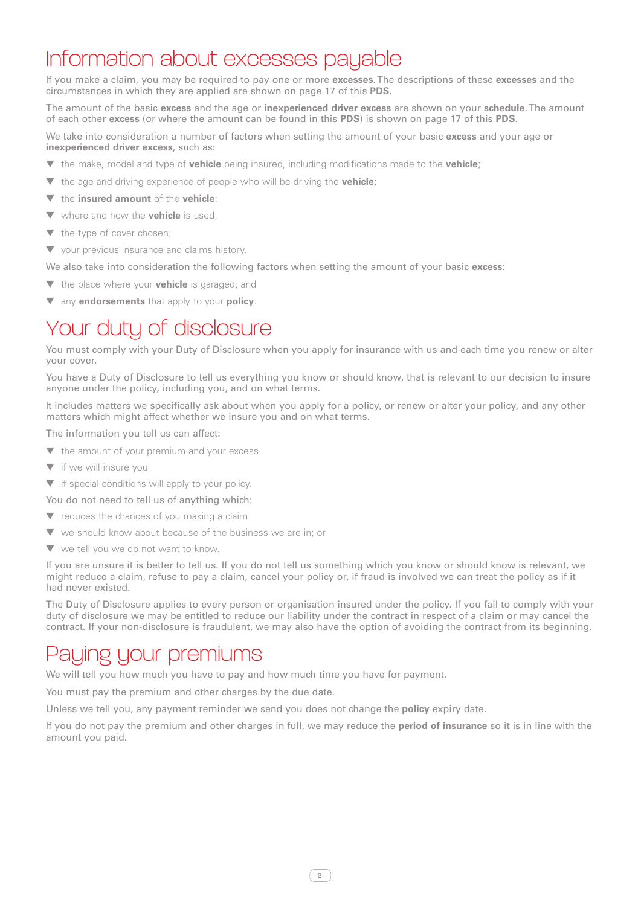# Information about excesses payable

If you make a claim, you may be required to pay one or more **excesses**. The descriptions of these **excesses** and the circumstances in which they are applied are shown on page 17 of this **PDS**.

The amount of the basic **excess** and the age or **inexperienced driver excess** are shown on your **schedule**. The amount of each other **excess** (or where the amount can be found in this **PDS**) is shown on page 17 of this **PDS**.

We take into consideration a number of factors when setting the amount of your basic **excess** and your age or **inexperienced driver excess**, such as:

- the make, model and type of **vehicle** being insured, including modifications made to the **vehicle**;
- the age and driving experience of people who will be driving the **vehicle**;
- the **insured amount** of the **vehicle**;
- where and how the **vehicle** is used;
- the type of cover chosen;
- your previous insurance and claims history.

We also take into consideration the following factors when setting the amount of your basic **excess**:

- the place where your **vehicle** is garaged; and
- any **endorsements** that apply to your **policy**.

# Your duty of disclosure

You must comply with your Duty of Disclosure when you apply for insurance with us and each time you renew or alter your cover.

You have a Duty of Disclosure to tell us everything you know or should know, that is relevant to our decision to insure anyone under the policy, including you, and on what terms.

It includes matters we specifically ask about when you apply for a policy, or renew or alter your policy, and any other matters which might affect whether we insure you and on what terms.

The information you tell us can affect:

- the amount of your premium and your excess
- if we will insure you
- if special conditions will apply to your policy.

You do not need to tell us of anything which:

- reduces the chances of you making a claim
- we should know about because of the business we are in; or
- we tell you we do not want to know.

If you are unsure it is better to tell us. If you do not tell us something which you know or should know is relevant, we might reduce a claim, refuse to pay a claim, cancel your policy or, if fraud is involved we can treat the policy as if it had never existed.

The Duty of Disclosure applies to every person or organisation insured under the policy. If you fail to comply with your duty of disclosure we may be entitled to reduce our liability under the contract in respect of a claim or may cancel the contract. If your non-disclosure is fraudulent, we may also have the option of avoiding the contract from its beginning.

# Paying your premiums

We will tell you how much you have to pay and how much time you have for payment.

You must pay the premium and other charges by the due date.

Unless we tell you, any payment reminder we send you does not change the **policy** expiry date.

If you do not pay the premium and other charges in full, we may reduce the **period of insurance** so it is in line with the amount you paid.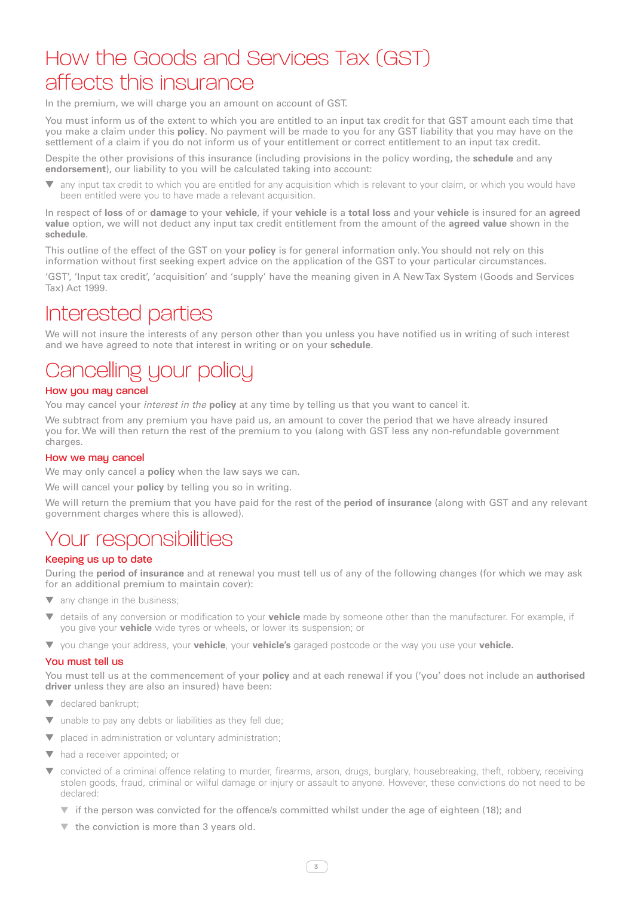# How the Goods and Services Tax (GST) affects this insurance

In the premium, we will charge you an amount on account of GST.

You must inform us of the extent to which you are entitled to an input tax credit for that GST amount each time that you make a claim under this **policy**. No payment will be made to you for any GST liability that you may have on the settlement of a claim if you do not inform us of your entitlement or correct entitlement to an input tax credit.

Despite the other provisions of this insurance (including provisions in the policy wording, the **schedule** and any **endorsement**), our liability to you will be calculated taking into account:

- any input tax credit to which you are entitled for any acquisition which is relevant to your claim, or which you would have been entitled were you to have made a relevant acquisition.

In respect of **loss** of or **damage** to your **vehicle**, if your **vehicle** is a **total loss** and your **vehicle** is insured for an **agreed value** option, we will not deduct any input tax credit entitlement from the amount of the **agreed value** shown in the **schedule**.

This outline of the effect of the GST on your **policy** is for general information only. You should not rely on this information without first seeking expert advice on the application of the GST to your particular circumstances.

'GST', 'Input tax credit', 'acquisition' and 'supply' have the meaning given in A New Tax System (Goods and Services Tax) Act 1999.

# Interested parties

We will not insure the interests of any person other than you unless you have notified us in writing of such interest and we have agreed to note that interest in writing or on your **schedule**.

# Cancelling your policy

## How you may cancel

You may cancel your *interest in the* **policy** at any time by telling us that you want to cancel it.

We subtract from any premium you have paid us, an amount to cover the period that we have already insured you for. We will then return the rest of the premium to you (along with GST less any non-refundable government charges.

## How we may cancel

We may only cancel a **policy** when the law says we can.

We will cancel your **policy** by telling you so in writing.

We will return the premium that you have paid for the rest of the **period of insurance** (along with GST and any relevant government charges where this is allowed).

# Your responsibilities

## Keeping us up to date

During the **period of insurance** and at renewal you must tell us of any of the following changes (for which we may ask for an additional premium to maintain cover):

- any change in the business;
- details of any conversion or modification to your **vehicle** made by someone other than the manufacturer. For example, if you give your **vehicle** wide tyres or wheels, or lower its suspension; or
- you change your address, your **vehicle**, your **vehicle's** garaged postcode or the way you use your **vehicle.**

## You must tell us

You must tell us at the commencement of your **policy** and at each renewal if you ('you' does not include an **authorised driver** unless they are also an insured) have been:

- declared bankrupt;
- unable to pay any debts or liabilities as they fell due;
- placed in administration or voluntary administration;
- had a receiver appointed; or
- convicted of a criminal offence relating to murder, firearms, arson, drugs, burglary, housebreaking, theft, robbery, receiving stolen goods, fraud, criminal or wilful damage or injury or assault to anyone. However, these convictions do not need to be declared:
  - if the person was convicted for the offence/s committed whilst under the age of eighteen (18); and
  - the conviction is more than 3 years old.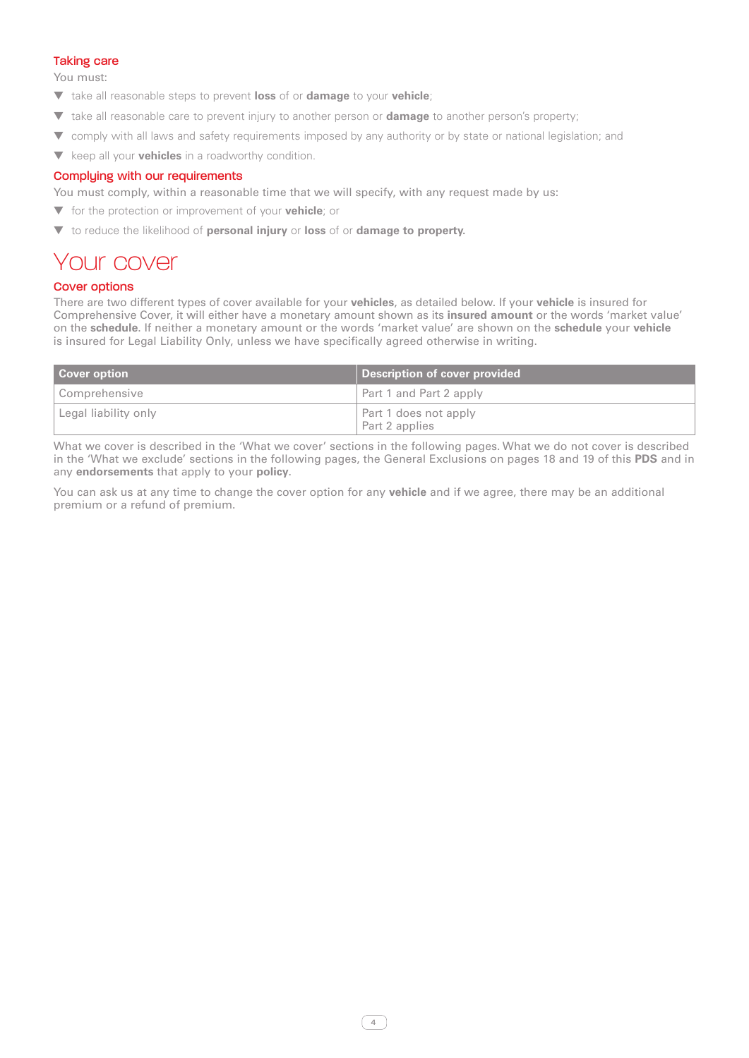### Taking care

You must:

- take all reasonable steps to prevent **loss** of or **damage** to your **vehicle**;
- take all reasonable care to prevent injury to another person or **damage** to another person's property;
- comply with all laws and safety requirements imposed by any authority or by state or national legislation; and
- keep all your **vehicles** in a roadworthy condition.

### Complying with our requirements

You must comply, within a reasonable time that we will specify, with any request made by us:

- for the protection or improvement of your **vehicle**; or
- to reduce the likelihood of **personal injury** or **loss** of or **damage to property.**

# Your cover

### Cover options

There are two different types of cover available for your **vehicles**, as detailed below. If your **vehicle** is insured for Comprehensive Cover, it will either have a monetary amount shown as its **insured amount** or the words 'market value' on the **schedule**. If neither a monetary amount or the words 'market value' are shown on the **schedule** your **vehicle** is insured for Legal Liability Only, unless we have specifically agreed otherwise in writing.

| Cover option | Description of cover provided |
| --- | --- |
| Comprehensive | Part 1 and Part 2 apply |
| Legal liability only | Part 1 does not apply<br>Part 2 applies |

What we cover is described in the 'What we cover' sections in the following pages. What we do not cover is described in the 'What we exclude' sections in the following pages, the General Exclusions on pages 18 and 19 of this **PDS** and in any **endorsements** that apply to your **policy**.

You can ask us at any time to change the cover option for any **vehicle** and if we agree, there may be an additional premium or a refund of premium.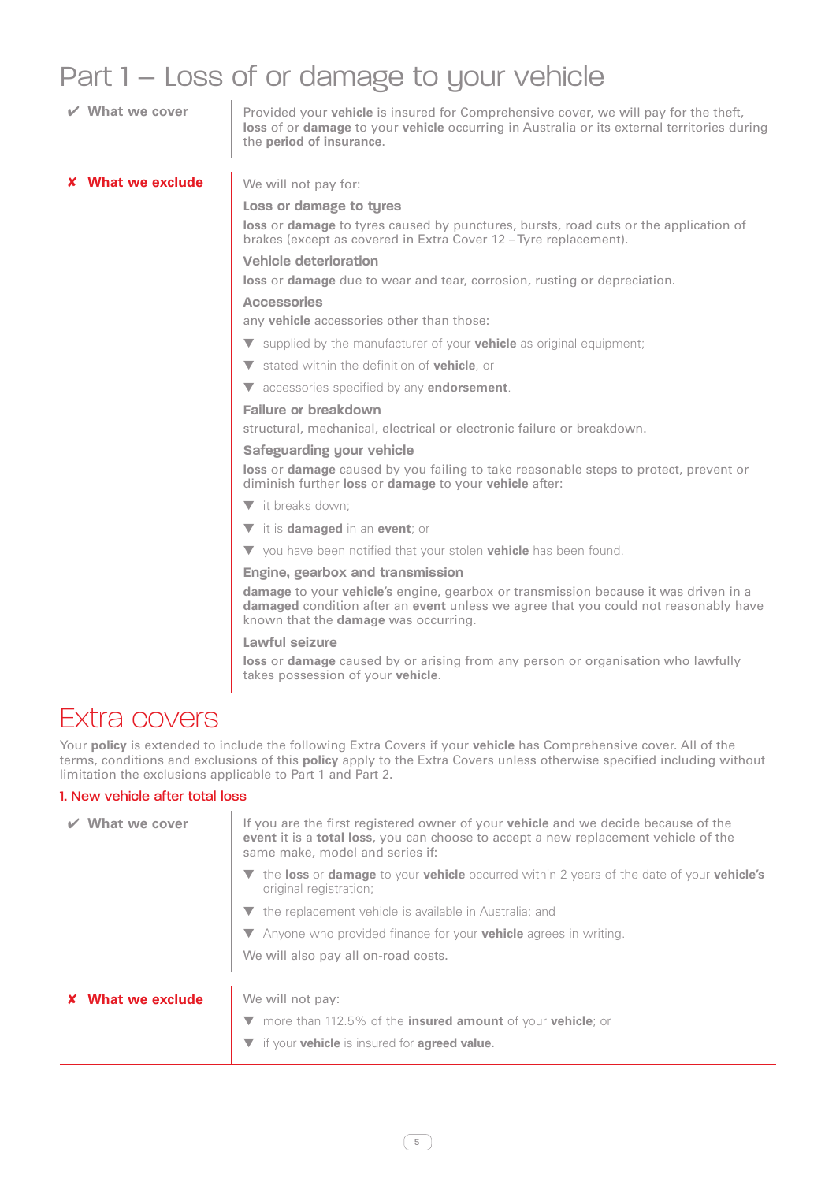# Part 1 – Loss of or damage to your vehicle

**✔ What we cover**

Provided your **vehicle** is insured for Comprehensive cover, we will pay for the theft, **loss** of or **damage** to your **vehicle** occurring in Australia or its external territories during the **period of insurance**.

**✘ What we exclude**

We will not pay for:

### Loss or damage to tyres

**loss** or **damage** to tyres caused by punctures, bursts, road cuts or the application of brakes (except as covered in Extra Cover 12 – Tyre replacement).

### Vehicle deterioration

**loss** or **damage** due to wear and tear, corrosion, rusting or depreciation.

### Accessories

any **vehicle** accessories other than those:

- supplied by the manufacturer of your **vehicle** as original equipment;
- stated within the definition of **vehicle**, or
- accessories specified by any **endorsement**.

### Failure or breakdown

structural, mechanical, electrical or electronic failure or breakdown.

### Safeguarding your vehicle

**loss** or **damage** caused by you failing to take reasonable steps to protect, prevent or diminish further **loss** or **damage** to your **vehicle** after:

- it breaks down;
- it is **damaged** in an **event**; or
- you have been notified that your stolen **vehicle** has been found.

### Engine, gearbox and transmission

**damage** to your **vehicle's** engine, gearbox or transmission because it was driven in a **damaged** condition after an **event** unless we agree that you could not reasonably have known that the **damage** was occurring.

### Lawful seizure

**loss** or **damage** caused by or arising from any person or organisation who lawfully takes possession of your **vehicle**.

# Extra covers

Your **policy** is extended to include the following Extra Covers if your **vehicle** has Comprehensive cover. All of the terms, conditions and exclusions of this **policy** apply to the Extra Covers unless otherwise specified including without limitation the exclusions applicable to Part 1 and Part 2.

## 1. New vehicle after total loss

**✔ What we cover**

If you are the first registered owner of your **vehicle** and we decide because of the **event** it is a **total loss**, you can choose to accept a new replacement vehicle of the same make, model and series if:

- the **loss** or **damage** to your **vehicle** occurred within 2 years of the date of your **vehicle's** original registration;
- the replacement vehicle is available in Australia; and
- Anyone who provided finance for your **vehicle** agrees in writing.

We will also pay all on-road costs.

**✘ What we exclude**

We will not pay:

- more than 112.5% of the **insured amount** of your **vehicle**; or
- if your **vehicle** is insured for **agreed value.**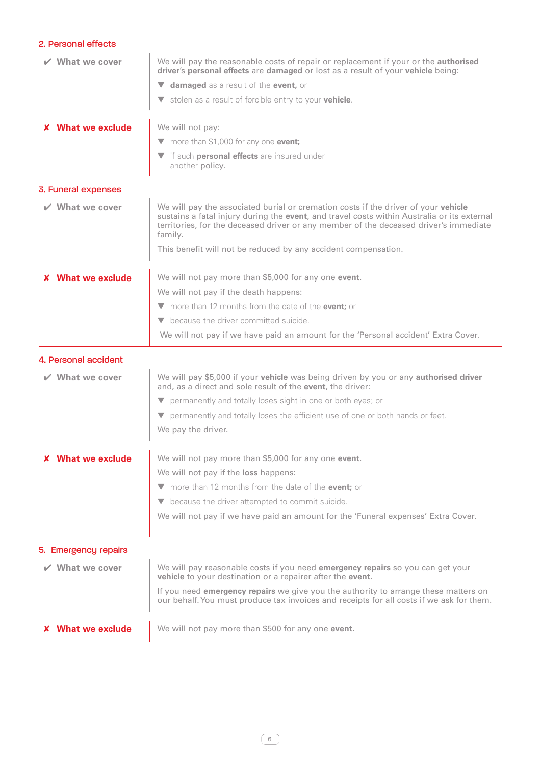## 2. Personal effects

**✔ What we cover**

We will pay the reasonable costs of repair or replacement if your or the **authorised driver**'s **personal effects** are **damaged** or lost as a result of your **vehicle** being:

- **damaged** as a result of the **event**, or
- stolen as a result of forcible entry to your **vehicle**.

**✘ What we exclude**

We will not pay:

- more than $1,000 for any one **event;**
- if such **personal effects** are insured under another policy.

## 3. Funeral expenses

**✔ What we cover**

We will pay the associated burial or cremation costs if the driver of your **vehicle** sustains a fatal injury during the **event**, and travel costs within Australia or its external territories, for the deceased driver or any member of the deceased driver's immediate family.

This benefit will not be reduced by any accident compensation.

**✘ What we exclude**

We will not pay more than $5,000 for any one **event**.

We will not pay if the death happens:

- more than 12 months from the date of the **event;** or
- because the driver committed suicide.

We will not pay if we have paid an amount for the 'Personal accident' Extra Cover.

## 4. Personal accident

**✔ What we cover**

We will pay $5,000 if your **vehicle** was being driven by you or any **authorised driver** and, as a direct and sole result of the **event**, the driver:

- permanently and totally loses sight in one or both eyes; or
- permanently and totally loses the efficient use of one or both hands or feet.

We pay the driver.

**✘ What we exclude**

We will not pay more than $5,000 for any one **event**.

We will not pay if the **loss** happens:

- more than 12 months from the date of the **event;** or
- because the driver attempted to commit suicide.

We will not pay if we have paid an amount for the 'Funeral expenses' Extra Cover.

## 5. Emergency repairs

**✔ What we cover**

We will pay reasonable costs if you need **emergency repairs** so you can get your **vehicle** to your destination or a repairer after the **event**.

If you need **emergency repairs** we give you the authority to arrange these matters on our behalf. You must produce tax invoices and receipts for all costs if we ask for them.

**✘ What we exclude**

We will not pay more than $500 for any one **event**.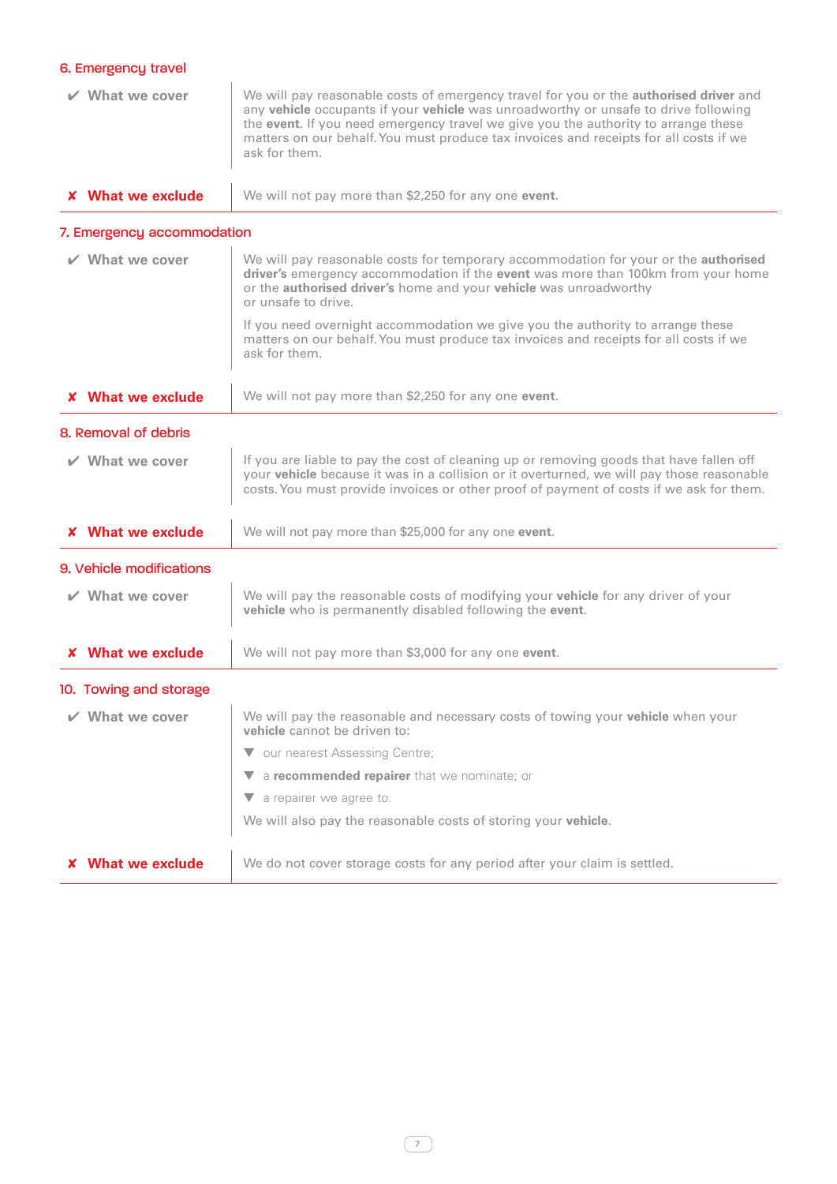### 6. Emergency travel

| | |
|---|---|
| ✔ What we cover | We will pay reasonable costs of emergency travel for you or the **authorised driver** and any **vehicle** occupants if your **vehicle** was unroadworthy or unsafe to drive following the **event**. If you need emergency travel we give you the authority to arrange these matters on our behalf. You must produce tax invoices and receipts for all costs if we ask for them. |
| ✘ What we exclude | We will not pay more than $2,250 for any one **event**. |

### 7. Emergency accommodation

| | |
|---|---|
| ✔ What we cover | We will pay reasonable costs for temporary accommodation for your or the **authorised driver's** emergency accommodation if the **event** was more than 100km from your home or the **authorised driver's** home and your **vehicle** was unroadworthy or unsafe to drive.<br><br>If you need overnight accommodation we give you the authority to arrange these matters on our behalf. You must produce tax invoices and receipts for all costs if we ask for them. |
| ✘ What we exclude | We will not pay more than $2,250 for any one **event**. |

### 8. Removal of debris

| | |
|---|---|
| ✔ What we cover | If you are liable to pay the cost of cleaning up or removing goods that have fallen off your **vehicle** because it was in a collision or it overturned, we will pay those reasonable costs. You must provide invoices or other proof of payment of costs if we ask for them. |
| ✘ What we exclude | We will not pay more than $25,000 for any one **event**. |

### 9. Vehicle modifications

| | |
|---|---|
| ✔ What we cover | We will pay the reasonable costs of modifying your **vehicle** for any driver of your **vehicle** who is permanently disabled following the **event**. |
| ✘ What we exclude | We will not pay more than $3,000 for any one **event**. |

### 10. Towing and storage

| | |
|---|---|
| ✔ What we cover | We will pay the reasonable and necessary costs of towing your **vehicle** when your **vehicle** cannot be driven to:<br>▼ our nearest Assessing Centre;<br>▼ a **recommended repairer** that we nominate; or<br>▼ a repairer we agree to.<br><br>We will also pay the reasonable costs of storing your **vehicle**. |
| ✘ What we exclude | We do not cover storage costs for any period after your claim is settled. |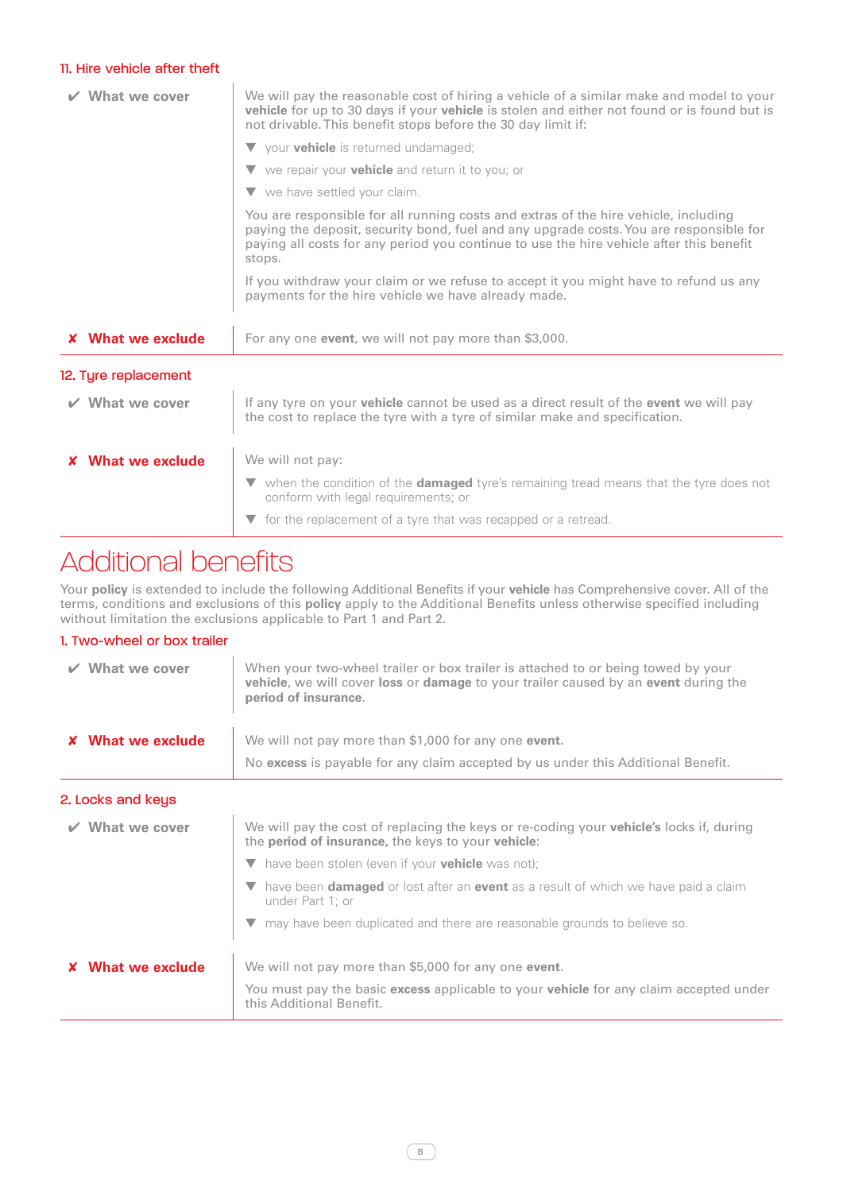### 11. Hire vehicle after theft

**✔ What we cover**

We will pay the reasonable cost of hiring a vehicle of a similar make and model to your **vehicle** for up to 30 days if your **vehicle** is stolen and either not found or is found but is not drivable. This benefit stops before the 30 day limit if:

- your **vehicle** is returned undamaged;
- we repair your **vehicle** and return it to you; or
- we have settled your claim.

You are responsible for all running costs and extras of the hire vehicle, including paying the deposit, security bond, fuel and any upgrade costs. You are responsible for paying all costs for any period you continue to use the hire vehicle after this benefit stops.

If you withdraw your claim or we refuse to accept it you might have to refund us any payments for the hire vehicle we have already made.

**✘ What we exclude**

For any one **event**, we will not pay more than $3,000.

### 12. Tyre replacement

**✔ What we cover**

If any tyre on your **vehicle** cannot be used as a direct result of the **event** we will pay the cost to replace the tyre with a tyre of similar make and specification.

**✘ What we exclude**

We will not pay:

- when the condition of the **damaged** tyre's remaining tread means that the tyre does not conform with legal requirements; or
- for the replacement of a tyre that was recapped or a retread.

# Additional benefits

Your **policy** is extended to include the following Additional Benefits if your **vehicle** has Comprehensive cover. All of the terms, conditions and exclusions of this **policy** apply to the Additional Benefits unless otherwise specified including without limitation the exclusions applicable to Part 1 and Part 2.

### 1. Two-wheel or box trailer

**✔ What we cover**

When your two-wheel trailer or box trailer is attached to or being towed by your **vehicle**, we will cover **loss** or **damage** to your trailer caused by an **event** during the **period of insurance**.

**✘ What we exclude**

We will not pay more than $1,000 for any one **event**.

No **excess** is payable for any claim accepted by us under this Additional Benefit.

### 2. Locks and keys

**✔ What we cover**

We will pay the cost of replacing the keys or re-coding your **vehicle's** locks if, during the **period of insurance,** the keys to your **vehicle**:

- have been stolen (even if your **vehicle** was not);
- have been **damaged** or lost after an **event** as a result of which we have paid a claim under Part 1; or
- may have been duplicated and there are reasonable grounds to believe so.

**✘ What we exclude**

We will not pay more than $5,000 for any one **event**.

You must pay the basic **excess** applicable to your **vehicle** for any claim accepted under this Additional Benefit.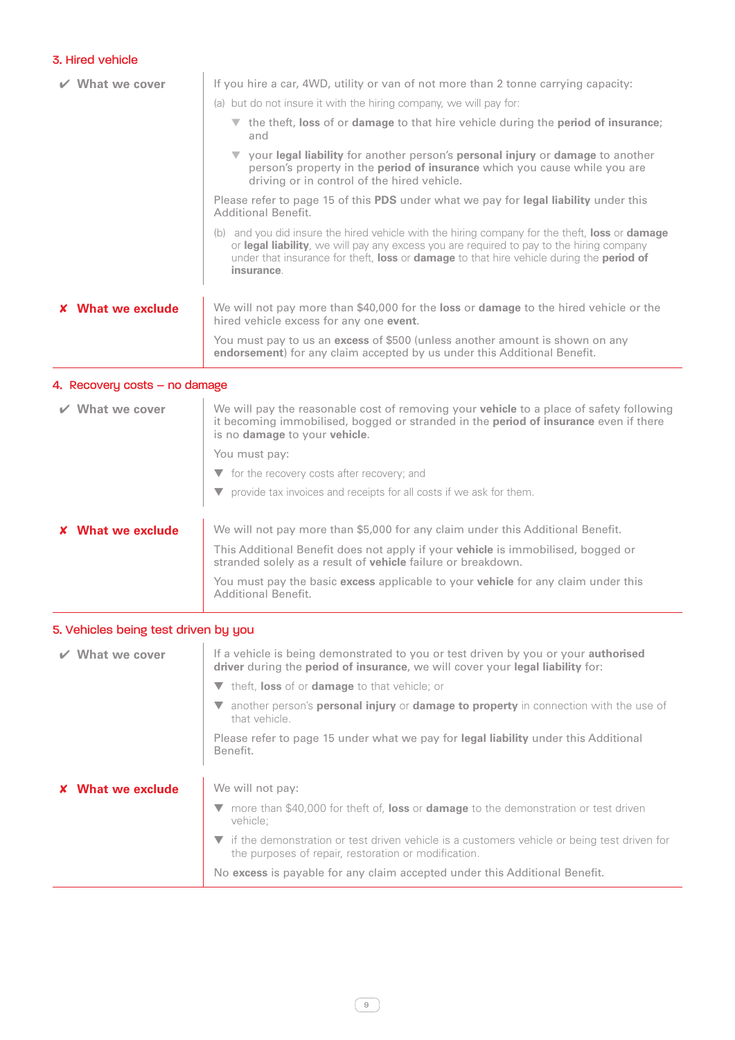### 3. Hired vehicle

**✔ What we cover**

If you hire a car, 4WD, utility or van of not more than 2 tonne carrying capacity:

(a) but do not insure it with the hiring company, we will pay for:

- the theft, **loss** of or **damage** to that hire vehicle during the **period of insurance**; and
- your **legal liability** for another person's **personal injury** or **damage** to another person's property in the **period of insurance** which you cause while you are driving or in control of the hired vehicle.

Please refer to page 15 of this **PDS** under what we pay for **legal liability** under this Additional Benefit.

(b) and you did insure the hired vehicle with the hiring company for the theft, **loss** or **damage** or **legal liability**, we will pay any excess you are required to pay to the hiring company under that insurance for theft, **loss** or **damage** to that hire vehicle during the **period of insurance**.

**✘ What we exclude**

We will not pay more than $40,000 for the **loss** or **damage** to the hired vehicle or the hired vehicle excess for any one **event**.

You must pay to us an **excess** of $500 (unless another amount is shown on any **endorsement**) for any claim accepted by us under this Additional Benefit.

### 4. Recovery costs – no damage

**✔ What we cover**

We will pay the reasonable cost of removing your **vehicle** to a place of safety following it becoming immobilised, bogged or stranded in the **period of insurance** even if there is no **damage** to your **vehicle**.

You must pay:

- for the recovery costs after recovery; and
- provide tax invoices and receipts for all costs if we ask for them.

**✘ What we exclude**

We will not pay more than $5,000 for any claim under this Additional Benefit.

This Additional Benefit does not apply if your **vehicle** is immobilised, bogged or stranded solely as a result of **vehicle** failure or breakdown.

You must pay the basic **excess** applicable to your **vehicle** for any claim under this Additional Benefit.

### 5. Vehicles being test driven by you

**✔ What we cover**

If a vehicle is being demonstrated to you or test driven by you or your **authorised driver** during the **period of insurance**, we will cover your **legal liability** for:

- theft, **loss** of or **damage** to that vehicle; or
- another person's **personal injury** or **damage to property** in connection with the use of that vehicle.

Please refer to page 15 under what we pay for **legal liability** under this Additional Benefit.

**✘ What we exclude**

We will not pay:

- more than $40,000 for theft of, **loss** or **damage** to the demonstration or test driven vehicle;
- if the demonstration or test driven vehicle is a customers vehicle or being test driven for the purposes of repair, restoration or modification.

No **excess** is payable for any claim accepted under this Additional Benefit.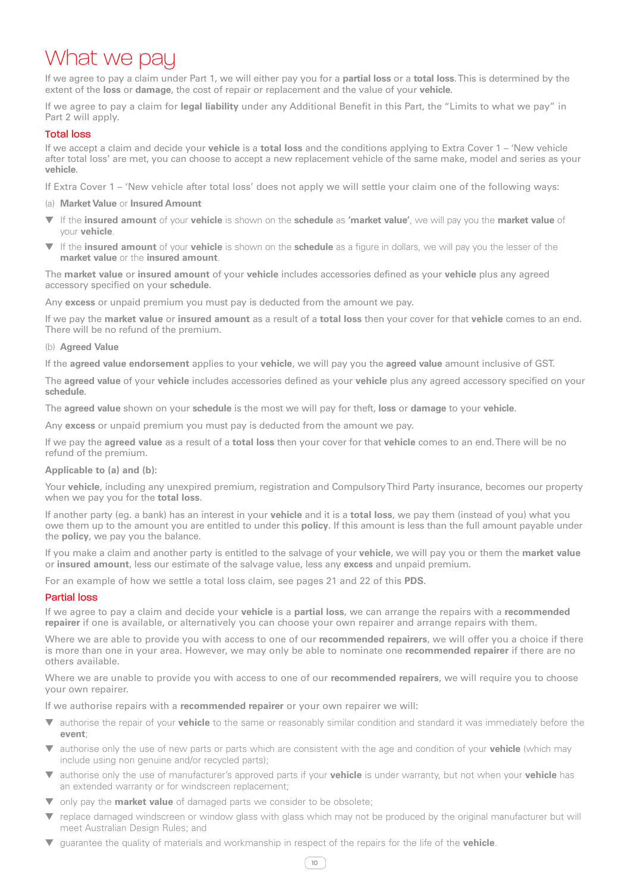# What we pay

If we agree to pay a claim under Part 1, we will either pay you for a **partial loss** or a **total loss**. This is determined by the extent of the **loss** or **damage**, the cost of repair or replacement and the value of your **vehicle**.

If we agree to pay a claim for **legal liability** under any Additional Benefit in this Part, the "Limits to what we pay" in Part 2 will apply.

## Total loss

If we accept a claim and decide your **vehicle** is a **total loss** and the conditions applying to Extra Cover 1 – 'New vehicle after total loss' are met, you can choose to accept a new replacement vehicle of the same make, model and series as your **vehicle**.

If Extra Cover 1 – 'New vehicle after total loss' does not apply we will settle your claim one of the following ways:

(a) **Market Value** or **Insured Amount**

- If the **insured amount** of your **vehicle** is shown on the **schedule** as **'market value'**, we will pay you the **market value** of your **vehicle**.
- If the **insured amount** of your **vehicle** is shown on the **schedule** as a figure in dollars, we will pay you the lesser of the **market value** or the **insured amount**.

The **market value** or **insured amount** of your **vehicle** includes accessories defined as your **vehicle** plus any agreed accessory specified on your **schedule**.

Any **excess** or unpaid premium you must pay is deducted from the amount we pay.

If we pay the **market value** or **insured amount** as a result of a **total loss** then your cover for that **vehicle** comes to an end. There will be no refund of the premium.

(b) **Agreed Value**

If the **agreed value endorsement** applies to your **vehicle**, we will pay you the **agreed value** amount inclusive of GST.

The **agreed value** of your **vehicle** includes accessories defined as your **vehicle** plus any agreed accessory specified on your **schedule**.

The **agreed value** shown on your **schedule** is the most we will pay for theft, **loss** or **damage** to your **vehicle**.

Any **excess** or unpaid premium you must pay is deducted from the amount we pay.

If we pay the **agreed value** as a result of a **total loss** then your cover for that **vehicle** comes to an end. There will be no refund of the premium.

**Applicable to (a) and (b):**

Your **vehicle**, including any unexpired premium, registration and Compulsory Third Party insurance, becomes our property when we pay you for the **total loss**.

If another party (eg. a bank) has an interest in your **vehicle** and it is a **total loss**, we pay them (instead of you) what you owe them up to the amount you are entitled to under this **policy**. If this amount is less than the full amount payable under the **policy**, we pay you the balance.

If you make a claim and another party is entitled to the salvage of your **vehicle**, we will pay you or them the **market value** or **insured amount**, less our estimate of the salvage value, less any **excess** and unpaid premium.

For an example of how we settle a total loss claim, see pages 21 and 22 of this **PDS**.

## Partial loss

If we agree to pay a claim and decide your **vehicle** is a **partial loss**, we can arrange the repairs with a **recommended repairer** if one is available, or alternatively you can choose your own repairer and arrange repairs with them.

Where we are able to provide you with access to one of our **recommended repairers**, we will offer you a choice if there is more than one in your area. However, we may only be able to nominate one **recommended repairer** if there are no others available.

Where we are unable to provide you with access to one of our **recommended repairers**, we will require you to choose your own repairer.

If we authorise repairs with a **recommended repairer** or your own repairer we will:

- authorise the repair of your **vehicle** to the same or reasonably similar condition and standard it was immediately before the **event**;
- authorise only the use of new parts or parts which are consistent with the age and condition of your **vehicle** (which may include using non genuine and/or recycled parts);
- authorise only the use of manufacturer's approved parts if your **vehicle** is under warranty, but not when your **vehicle** has an extended warranty or for windscreen replacement;
- only pay the **market value** of damaged parts we consider to be obsolete;
- replace damaged windscreen or window glass with glass which may not be produced by the original manufacturer but will meet Australian Design Rules; and
- guarantee the quality of materials and workmanship in respect of the repairs for the life of the **vehicle**.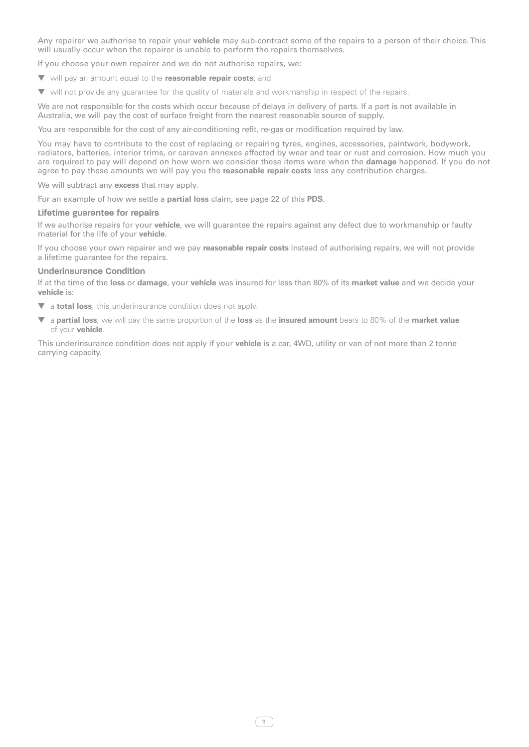Any repairer we authorise to repair your **vehicle** may sub-contract some of the repairs to a person of their choice. This will usually occur when the repairer is unable to perform the repairs themselves.

If you choose your own repairer and we do not authorise repairs, we:

- will pay an amount equal to the **reasonable repair costs**; and
- will not provide any guarantee for the quality of materials and workmanship in respect of the repairs.

We are not responsible for the costs which occur because of delays in delivery of parts. If a part is not available in Australia, we will pay the cost of surface freight from the nearest reasonable source of supply.

You are responsible for the cost of any air-conditioning refit, re-gas or modification required by law.

You may have to contribute to the cost of replacing or repairing tyres, engines, accessories, paintwork, bodywork, radiators, batteries, interior trims, or caravan annexes affected by wear and tear or rust and corrosion. How much you are required to pay will depend on how worn we consider these items were when the **damage** happened. If you do not agree to pay these amounts we will pay you the **reasonable repair costs** less any contribution charges.

We will subtract any **excess** that may apply.

For an example of how we settle a **partial loss** claim, see page 22 of this **PDS**.

### Lifetime guarantee for repairs

If we authorise repairs for your **vehicle**, we will guarantee the repairs against any defect due to workmanship or faulty material for the life of your **vehicle**.

If you choose your own repairer and we pay **reasonable repair costs** instead of authorising repairs, we will not provide a lifetime guarantee for the repairs.

### Underinsurance Condition

If at the time of the **loss** or **damage**, your **vehicle** was insured for less than 80% of its **market value** and we decide your **vehicle** is:

- a **total loss**, this underinsurance condition does not apply.
- a **partial loss**, we will pay the same proportion of the **loss** as the **insured amount** bears to 80% of the **market value** of your **vehicle**.

This underinsurance condition does not apply if your **vehicle** is a car, 4WD, utility or van of not more than 2 tonne carrying capacity.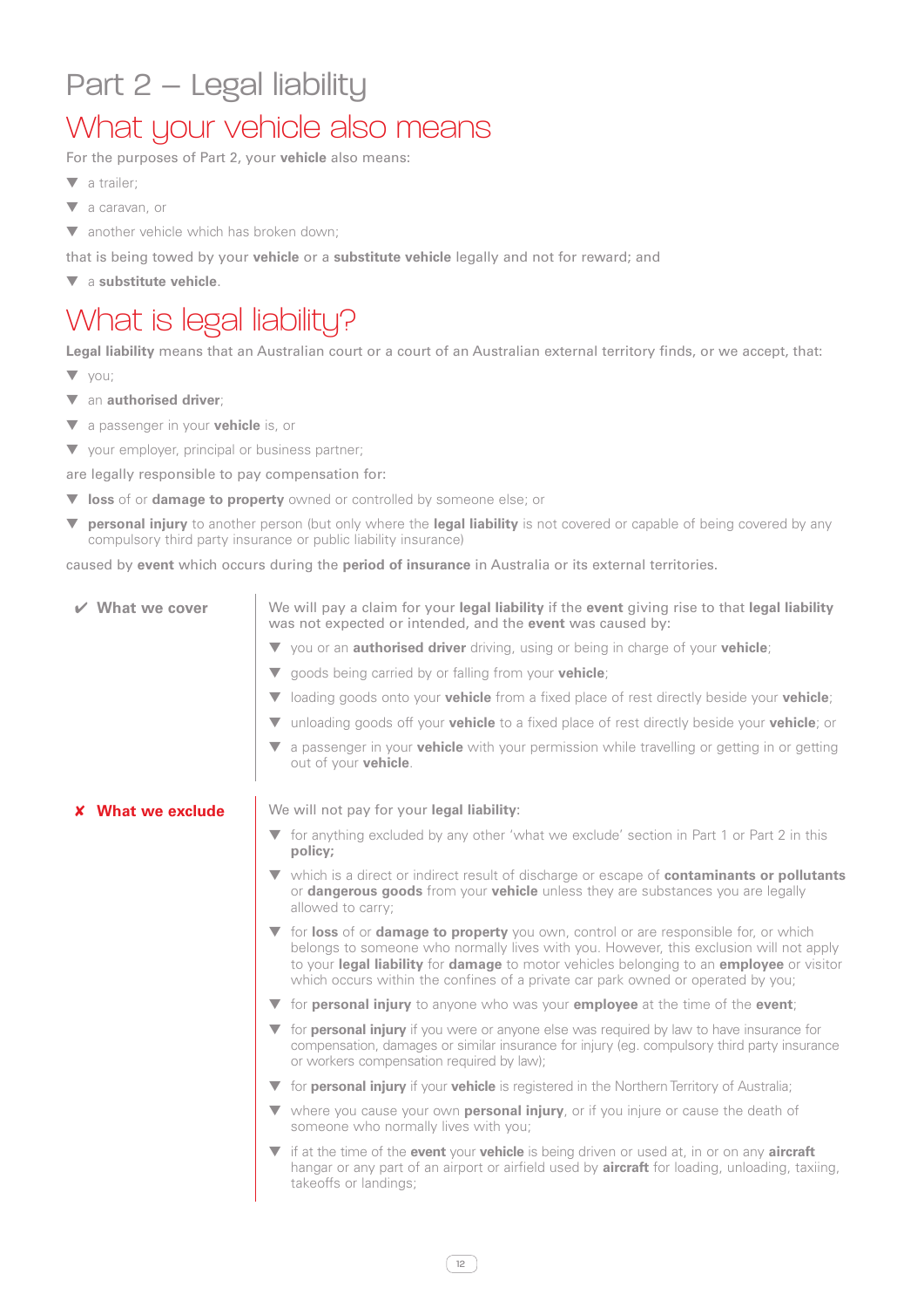# Part 2 – Legal liability

## What your vehicle also means

For the purposes of Part 2, your **vehicle** also means:

- a trailer;
- a caravan, or
- another vehicle which has broken down;

that is being towed by your **vehicle** or a **substitute vehicle** legally and not for reward; and

- a **substitute vehicle**.

## What is legal liability?

**Legal liability** means that an Australian court or a court of an Australian external territory finds, or we accept, that:

- you;
- an **authorised driver**;
- a passenger in your **vehicle** is, or
- your employer, principal or business partner;

are legally responsible to pay compensation for:

- **loss** of or **damage to property** owned or controlled by someone else; or
- **personal injury** to another person (but only where the **legal liability** is not covered or capable of being covered by any compulsory third party insurance or public liability insurance)

caused by **event** which occurs during the **period of insurance** in Australia or its external territories.

### ✔ What we cover

We will pay a claim for your **legal liability** if the **event** giving rise to that **legal liability** was not expected or intended, and the **event** was caused by:

- you or an **authorised driver** driving, using or being in charge of your **vehicle**;
- goods being carried by or falling from your **vehicle**;
- loading goods onto your **vehicle** from a fixed place of rest directly beside your **vehicle**;
- unloading goods off your **vehicle** to a fixed place of rest directly beside your **vehicle**; or
- a passenger in your **vehicle** with your permission while travelling or getting in or getting out of your **vehicle**.

### ✘ What we exclude

We will not pay for your **legal liability**:

- for anything excluded by any other 'what we exclude' section in Part 1 or Part 2 in this **policy;**
- which is a direct or indirect result of discharge or escape of **contaminants or pollutants** or **dangerous goods** from your **vehicle** unless they are substances you are legally allowed to carry;
- for **loss** of or **damage to property** you own, control or are responsible for, or which belongs to someone who normally lives with you. However, this exclusion will not apply to your **legal liability** for **damage** to motor vehicles belonging to an **employee** or visitor which occurs within the confines of a private car park owned or operated by you;
- for **personal injury** to anyone who was your **employee** at the time of the **event**;
- for **personal injury** if you were or anyone else was required by law to have insurance for compensation, damages or similar insurance for injury (eg. compulsory third party insurance or workers compensation required by law);
- for **personal injury** if your **vehicle** is registered in the Northern Territory of Australia;
- where you cause your own **personal injury**, or if you injure or cause the death of someone who normally lives with you;
- if at the time of the **event** your **vehicle** is being driven or used at, in or on any **aircraft** hangar or any part of an airport or airfield used by **aircraft** for loading, unloading, taxiing, takeoffs or landings;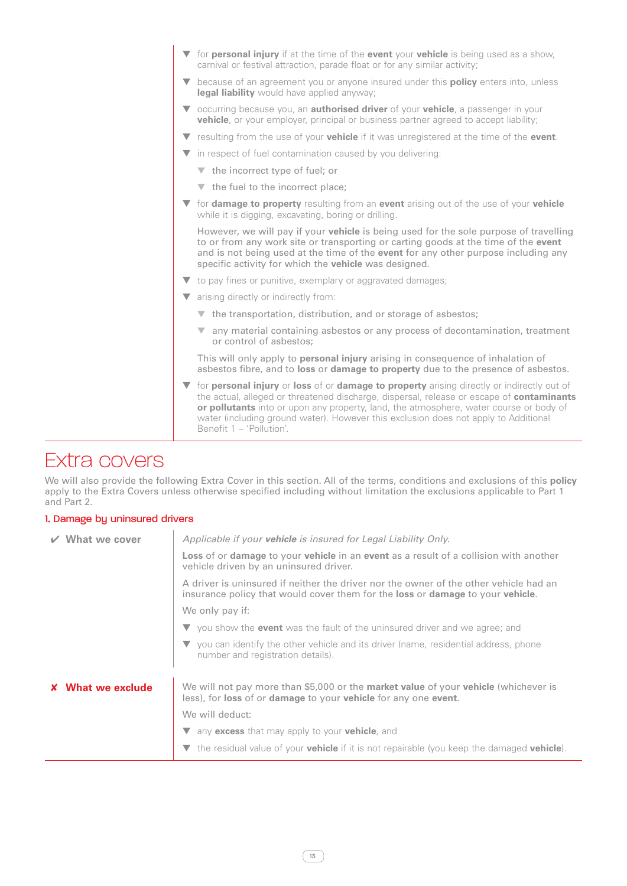- for **personal injury** if at the time of the **event** your **vehicle** is being used as a show, carnival or festival attraction, parade float or for any similar activity;
- because of an agreement you or anyone insured under this **policy** enters into, unless **legal liability** would have applied anyway;
- occurring because you, an **authorised driver** of your **vehicle**, a passenger in your **vehicle**, or your employer, principal or business partner agreed to accept liability;
- resulting from the use of your **vehicle** if it was unregistered at the time of the **event**.
- in respect of fuel contamination caused by you delivering:
  - the incorrect type of fuel; or
  - the fuel to the incorrect place;
- for **damage to property** resulting from an **event** arising out of the use of your **vehicle** while it is digging, excavating, boring or drilling.

  However, we will pay if your **vehicle** is being used for the sole purpose of travelling to or from any work site or transporting or carting goods at the time of the **event** and is not being used at the time of the **event** for any other purpose including any specific activity for which the **vehicle** was designed.
- to pay fines or punitive, exemplary or aggravated damages;
- arising directly or indirectly from:
  - the transportation, distribution, and or storage of asbestos;
  - any material containing asbestos or any process of decontamination, treatment or control of asbestos;

  This will only apply to **personal injury** arising in consequence of inhalation of asbestos fibre, and to **loss** or **damage to property** due to the presence of asbestos.
- for **personal injury** or **loss** of or **damage to property** arising directly or indirectly out of the actual, alleged or threatened discharge, dispersal, release or escape of **contaminants or pollutants** into or upon any property, land, the atmosphere, water course or body of water (including ground water). However this exclusion does not apply to Additional Benefit 1 – 'Pollution'.

# Extra covers

We will also provide the following Extra Cover in this section. All of the terms, conditions and exclusions of this **policy** apply to the Extra Covers unless otherwise specified including without limitation the exclusions applicable to Part 1 and Part 2.

## 1. Damage by uninsured drivers

### ✔ What we cover

*Applicable if your **vehicle** is insured for Legal Liability Only.*

**Loss** of or **damage** to your **vehicle** in an **event** as a result of a collision with another vehicle driven by an uninsured driver.

A driver is uninsured if neither the driver nor the owner of the other vehicle had an insurance policy that would cover them for the **loss** or **damage** to your **vehicle**.

We only pay if:

- you show the **event** was the fault of the uninsured driver and we agree; and
- you can identify the other vehicle and its driver (name, residential address, phone number and registration details).

### ✘ What we exclude

We will not pay more than $5,000 or the **market value** of your **vehicle** (whichever is less), for **loss** of or **damage** to your **vehicle** for any one **event**.

We will deduct:

- any **excess** that may apply to your **vehicle**, and
- the residual value of your **vehicle** if it is not repairable (you keep the damaged **vehicle**).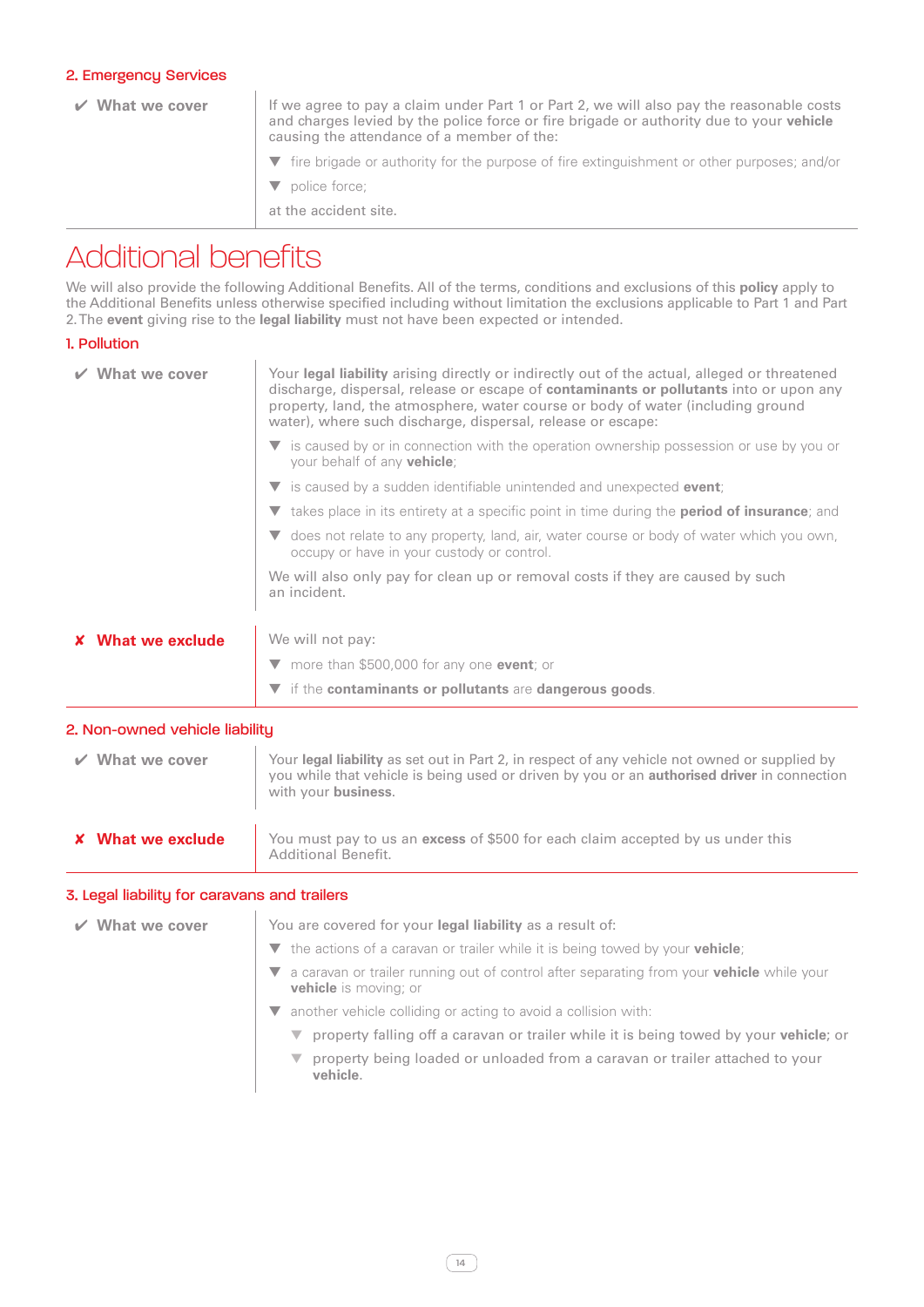### 2. Emergency Services

**✔ What we cover**

If we agree to pay a claim under Part 1 or Part 2, we will also pay the reasonable costs and charges levied by the police force or fire brigade or authority due to your **vehicle** causing the attendance of a member of the:

- fire brigade or authority for the purpose of fire extinguishment or other purposes; and/or
- police force;

at the accident site.

# Additional benefits

We will also provide the following Additional Benefits. All of the terms, conditions and exclusions of this **policy** apply to the Additional Benefits unless otherwise specified including without limitation the exclusions applicable to Part 1 and Part 2. The **event** giving rise to the **legal liability** must not have been expected or intended.

### 1. Pollution

**✔ What we cover**

Your **legal liability** arising directly or indirectly out of the actual, alleged or threatened discharge, dispersal, release or escape of **contaminants or pollutants** into or upon any property, land, the atmosphere, water course or body of water (including ground water), where such discharge, dispersal, release or escape:

- is caused by or in connection with the operation ownership possession or use by you or your behalf of any **vehicle**;
- is caused by a sudden identifiable unintended and unexpected **event**;
- takes place in its entirety at a specific point in time during the **period of insurance**; and
- does not relate to any property, land, air, water course or body of water which you own, occupy or have in your custody or control.

We will also only pay for clean up or removal costs if they are caused by such an incident.

**✘ What we exclude**

We will not pay:

- more than $500,000 for any one **event**; or
- if the **contaminants or pollutants** are **dangerous goods**.

### 2. Non-owned vehicle liability

**✔ What we cover**

Your **legal liability** as set out in Part 2, in respect of any vehicle not owned or supplied by you while that vehicle is being used or driven by you or an **authorised driver** in connection with your **business**.

**✘ What we exclude**

You must pay to us an **excess** of $500 for each claim accepted by us under this Additional Benefit.

### 3. Legal liability for caravans and trailers

**✔ What we cover**

You are covered for your **legal liability** as a result of:

- the actions of a caravan or trailer while it is being towed by your **vehicle**;
- a caravan or trailer running out of control after separating from your **vehicle** while your **vehicle** is moving; or
- another vehicle colliding or acting to avoid a collision with:
  - property falling off a caravan or trailer while it is being towed by your **vehicle**; or
  - property being loaded or unloaded from a caravan or trailer attached to your **vehicle**.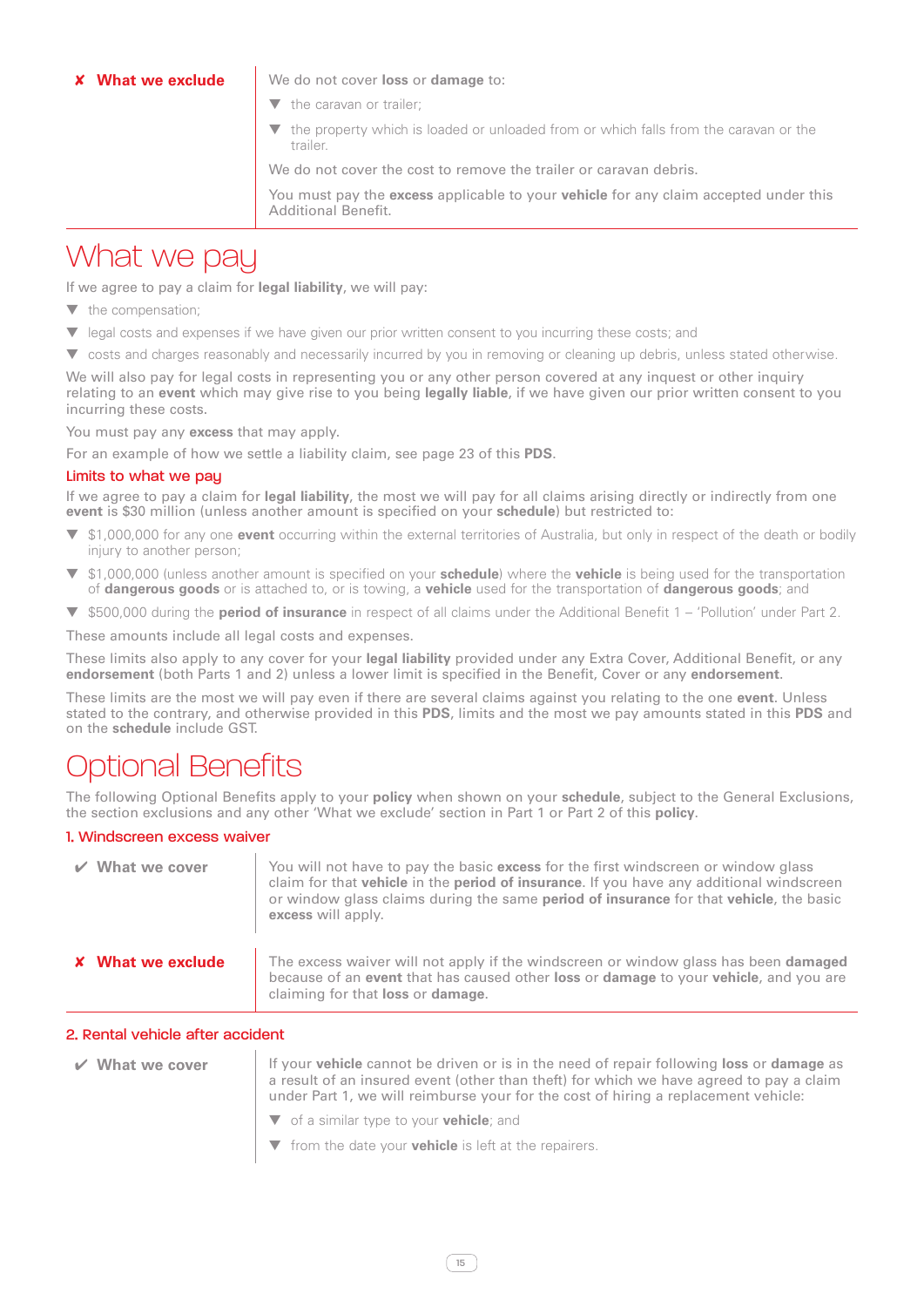**✘ What we exclude**

We do not cover **loss** or **damage** to:

- the caravan or trailer;
- the property which is loaded or unloaded from or which falls from the caravan or the trailer.

We do not cover the cost to remove the trailer or caravan debris.

You must pay the **excess** applicable to your **vehicle** for any claim accepted under this Additional Benefit.

# What we pay

If we agree to pay a claim for **legal liability**, we will pay:

- the compensation;
- legal costs and expenses if we have given our prior written consent to you incurring these costs; and
- costs and charges reasonably and necessarily incurred by you in removing or cleaning up debris, unless stated otherwise.

We will also pay for legal costs in representing you or any other person covered at any inquest or other inquiry relating to an **event** which may give rise to you being **legally liable**, if we have given our prior written consent to you incurring these costs.

You must pay any **excess** that may apply.

For an example of how we settle a liability claim, see page 23 of this **PDS**.

## Limits to what we pay

If we agree to pay a claim for **legal liability**, the most we will pay for all claims arising directly or indirectly from one **event** is $30 million (unless another amount is specified on your **schedule**) but restricted to:

- $1,000,000 for any one **event** occurring within the external territories of Australia, but only in respect of the death or bodily injury to another person;
- $1,000,000 (unless another amount is specified on your **schedule**) where the **vehicle** is being used for the transportation of **dangerous goods** or is attached to, or is towing, a **vehicle** used for the transportation of **dangerous goods**; and
- $500,000 during the **period of insurance** in respect of all claims under the Additional Benefit 1 – 'Pollution' under Part 2.

These amounts include all legal costs and expenses.

These limits also apply to any cover for your **legal liability** provided under any Extra Cover, Additional Benefit, or any **endorsement** (both Parts 1 and 2) unless a lower limit is specified in the Benefit, Cover or any **endorsement**.

These limits are the most we will pay even if there are several claims against you relating to the one **event**. Unless stated to the contrary, and otherwise provided in this **PDS**, limits and the most we pay amounts stated in this **PDS** and on the **schedule** include GST.

# Optional Benefits

The following Optional Benefits apply to your **policy** when shown on your **schedule**, subject to the General Exclusions, the section exclusions and any other 'What we exclude' section in Part 1 or Part 2 of this **policy**.

## 1. Windscreen excess waiver

**✔ What we cover**

You will not have to pay the basic **excess** for the first windscreen or window glass claim for that **vehicle** in the **period of insurance**. If you have any additional windscreen or window glass claims during the same **period of insurance** for that **vehicle**, the basic **excess** will apply.

**✘ What we exclude**

The excess waiver will not apply if the windscreen or window glass has been **damaged** because of an **event** that has caused other **loss** or **damage** to your **vehicle**, and you are claiming for that **loss** or **damage**.

## 2. Rental vehicle after accident

**✔ What we cover**

If your **vehicle** cannot be driven or is in the need of repair following **loss** or **damage** as a result of an insured event (other than theft) for which we have agreed to pay a claim under Part 1, we will reimburse your for the cost of hiring a replacement vehicle:

- of a similar type to your **vehicle**; and
- from the date your **vehicle** is left at the repairers.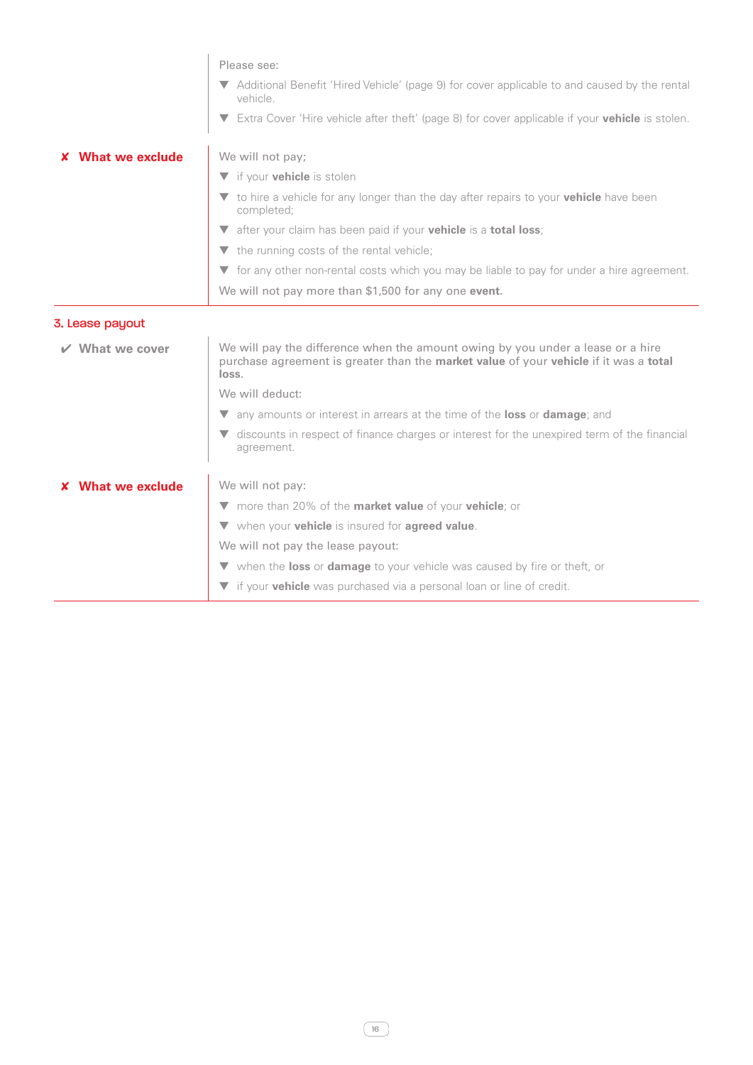Please see:

- Additional Benefit 'Hired Vehicle' (page 9) for cover applicable to and caused by the rental vehicle.
- Extra Cover 'Hire vehicle after theft' (page 8) for cover applicable if your **vehicle** is stolen.

**✘ What we exclude**

We will not pay;

- if your **vehicle** is stolen
- to hire a vehicle for any longer than the day after repairs to your **vehicle** have been completed;
- after your claim has been paid if your **vehicle** is a **total loss**;
- the running costs of the rental vehicle;
- for any other non-rental costs which you may be liable to pay for under a hire agreement.

We will not pay more than $1,500 for any one **event.**

## 3. Lease payout

**✔ What we cover**

We will pay the difference when the amount owing by you under a lease or a hire purchase agreement is greater than the **market value** of your **vehicle** if it was a **total loss**.

We will deduct:

- any amounts or interest in arrears at the time of the **loss** or **damage**; and
- discounts in respect of finance charges or interest for the unexpired term of the financial agreement.

**✘ What we exclude**

We will not pay:

- more than 20% of the **market value** of your **vehicle**; or
- when your **vehicle** is insured for **agreed value**.

We will not pay the lease payout:

- when the **loss** or **damage** to your vehicle was caused by fire or theft, or
- if your **vehicle** was purchased via a personal loan or line of credit.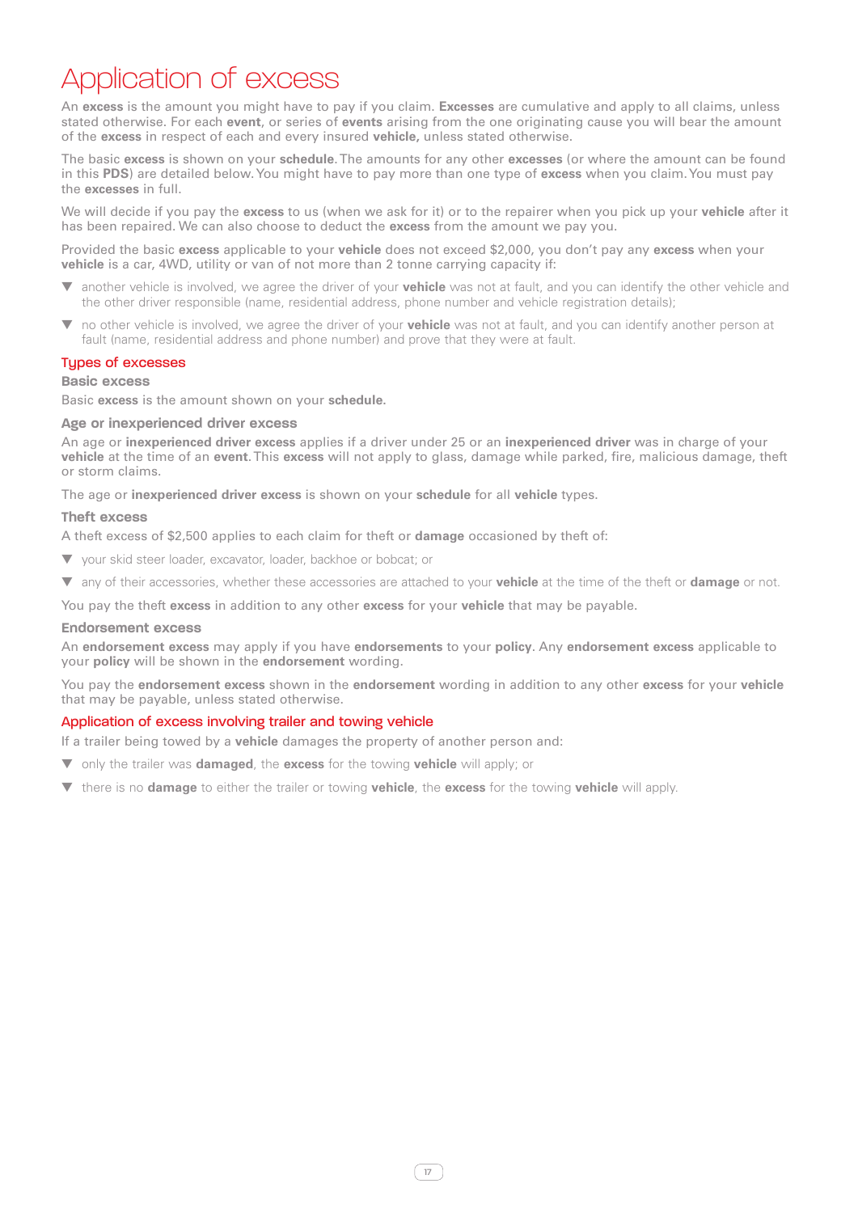# Application of excess

An **excess** is the amount you might have to pay if you claim. **Excesses** are cumulative and apply to all claims, unless stated otherwise. For each **event**, or series of **events** arising from the one originating cause you will bear the amount of the **excess** in respect of each and every insured **vehicle,** unless stated otherwise.

The basic **excess** is shown on your **schedule**. The amounts for any other **excesses** (or where the amount can be found in this **PDS**) are detailed below. You might have to pay more than one type of **excess** when you claim. You must pay the **excesses** in full.

We will decide if you pay the **excess** to us (when we ask for it) or to the repairer when you pick up your **vehicle** after it has been repaired. We can also choose to deduct the **excess** from the amount we pay you.

Provided the basic **excess** applicable to your **vehicle** does not exceed $2,000, you don't pay any **excess** when your **vehicle** is a car, 4WD, utility or van of not more than 2 tonne carrying capacity if:

- another vehicle is involved, we agree the driver of your **vehicle** was not at fault, and you can identify the other vehicle and the other driver responsible (name, residential address, phone number and vehicle registration details);
- no other vehicle is involved, we agree the driver of your **vehicle** was not at fault, and you can identify another person at fault (name, residential address and phone number) and prove that they were at fault.

## Types of excesses

### Basic excess

Basic **excess** is the amount shown on your **schedule**.

### Age or inexperienced driver excess

An age or **inexperienced driver excess** applies if a driver under 25 or an **inexperienced driver** was in charge of your **vehicle** at the time of an **event**. This **excess** will not apply to glass, damage while parked, fire, malicious damage, theft or storm claims.

The age or **inexperienced driver excess** is shown on your **schedule** for all **vehicle** types.

### Theft excess

A theft excess of $2,500 applies to each claim for theft or **damage** occasioned by theft of:

- your skid steer loader, excavator, loader, backhoe or bobcat; or
- any of their accessories, whether these accessories are attached to your **vehicle** at the time of the theft or **damage** or not.

You pay the theft **excess** in addition to any other **excess** for your **vehicle** that may be payable.

### Endorsement excess

An **endorsement excess** may apply if you have **endorsements** to your **policy**. Any **endorsement excess** applicable to your **policy** will be shown in the **endorsement** wording.

You pay the **endorsement excess** shown in the **endorsement** wording in addition to any other **excess** for your **vehicle** that may be payable, unless stated otherwise.

## Application of excess involving trailer and towing vehicle

If a trailer being towed by a **vehicle** damages the property of another person and:

- only the trailer was **damaged**, the **excess** for the towing **vehicle** will apply; or
- there is no **damage** to either the trailer or towing **vehicle**, the **excess** for the towing **vehicle** will apply.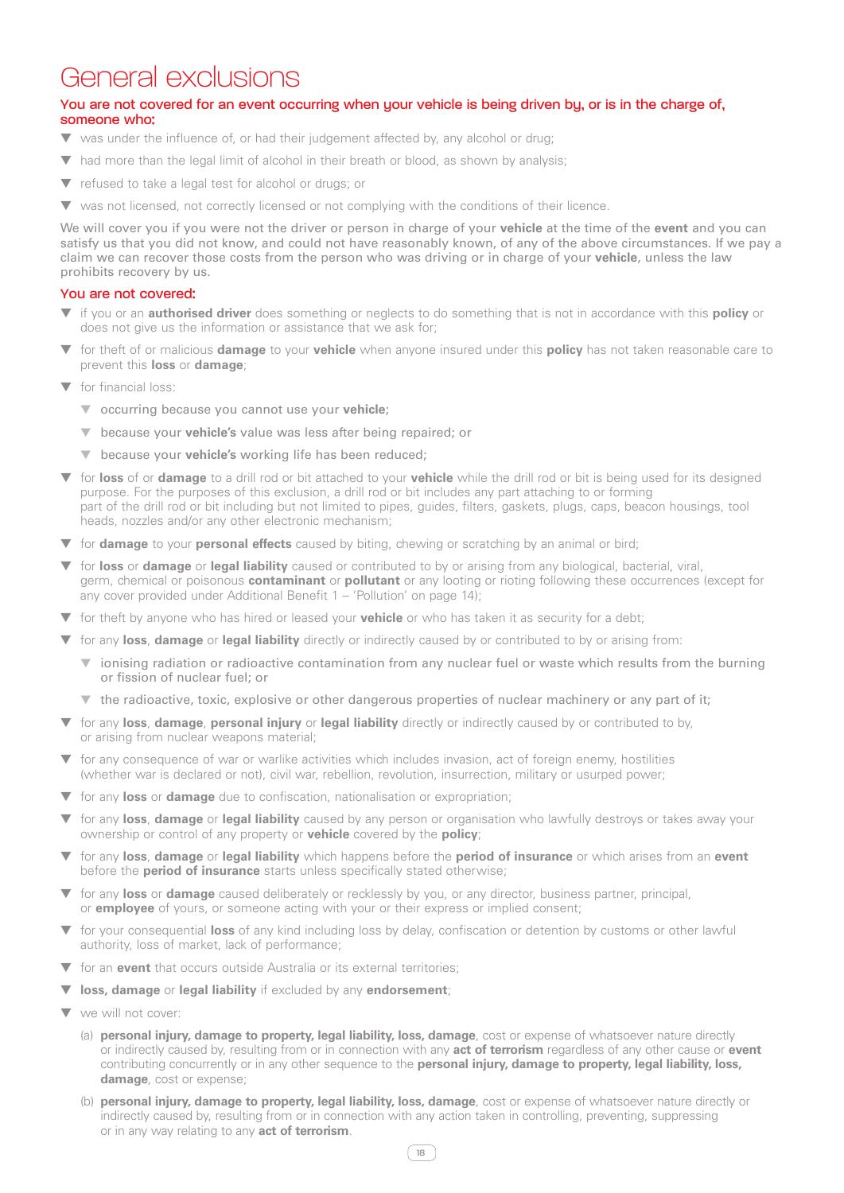# General exclusions

**You are not covered for an event occurring when your vehicle is being driven by, or is in the charge of, someone who:**

- was under the influence of, or had their judgement affected by, any alcohol or drug;
- had more than the legal limit of alcohol in their breath or blood, as shown by analysis;
- refused to take a legal test for alcohol or drugs; or
- was not licensed, not correctly licensed or not complying with the conditions of their licence.

We will cover you if you were not the driver or person in charge of your **vehicle** at the time of the **event** and you can satisfy us that you did not know, and could not have reasonably known, of any of the above circumstances. If we pay a claim we can recover those costs from the person who was driving or in charge of your **vehicle**, unless the law prohibits recovery by us.

**You are not covered:**

- if you or an **authorised driver** does something or neglects to do something that is not in accordance with this **policy** or does not give us the information or assistance that we ask for;
- for theft of or malicious **damage** to your **vehicle** when anyone insured under this **policy** has not taken reasonable care to prevent this **loss** or **damage**;
- for financial loss:
  - occurring because you cannot use your **vehicle**;
  - because your **vehicle's** value was less after being repaired; or
  - because your **vehicle's** working life has been reduced;
- for **loss** of or **damage** to a drill rod or bit attached to your **vehicle** while the drill rod or bit is being used for its designed purpose. For the purposes of this exclusion, a drill rod or bit includes any part attaching to or forming part of the drill rod or bit including but not limited to pipes, guides, filters, gaskets, plugs, caps, beacon housings, tool heads, nozzles and/or any other electronic mechanism;
- for **damage** to your **personal effects** caused by biting, chewing or scratching by an animal or bird;
- for **loss** or **damage** or **legal liability** caused or contributed to by or arising from any biological, bacterial, viral, germ, chemical or poisonous **contaminant** or **pollutant** or any looting or rioting following these occurrences (except for any cover provided under Additional Benefit 1 – 'Pollution' on page 14);
- for theft by anyone who has hired or leased your **vehicle** or who has taken it as security for a debt;
- for any **loss**, **damage** or **legal liability** directly or indirectly caused by or contributed to by or arising from:
  - ionising radiation or radioactive contamination from any nuclear fuel or waste which results from the burning or fission of nuclear fuel; or
  - the radioactive, toxic, explosive or other dangerous properties of nuclear machinery or any part of it;
- for any **loss**, **damage**, **personal injury** or **legal liability** directly or indirectly caused by or contributed to by, or arising from nuclear weapons material;
- for any consequence of war or warlike activities which includes invasion, act of foreign enemy, hostilities (whether war is declared or not), civil war, rebellion, revolution, insurrection, military or usurped power;
- for any **loss** or **damage** due to confiscation, nationalisation or expropriation;
- for any **loss**, **damage** or **legal liability** caused by any person or organisation who lawfully destroys or takes away your ownership or control of any property or **vehicle** covered by the **policy**;
- for any **loss**, **damage** or **legal liability** which happens before the **period of insurance** or which arises from an **event** before the **period of insurance** starts unless specifically stated otherwise;
- for any **loss** or **damage** caused deliberately or recklessly by you, or any director, business partner, principal, or **employee** of yours, or someone acting with your or their express or implied consent;
- for your consequential **loss** of any kind including loss by delay, confiscation or detention by customs or other lawful authority, loss of market, lack of performance;
- for an **event** that occurs outside Australia or its external territories;
- **loss, damage** or **legal liability** if excluded by any **endorsement**;
- we will not cover:

  (a) **personal injury, damage to property, legal liability, loss, damage**, cost or expense of whatsoever nature directly or indirectly caused by, resulting from or in connection with any **act of terrorism** regardless of any other cause or **event** contributing concurrently or in any other sequence to the **personal injury, damage to property, legal liability, loss, damage**, cost or expense;

  (b) **personal injury, damage to property, legal liability, loss, damage**, cost or expense of whatsoever nature directly or indirectly caused by, resulting from or in connection with any action taken in controlling, preventing, suppressing or in any way relating to any **act of terrorism**.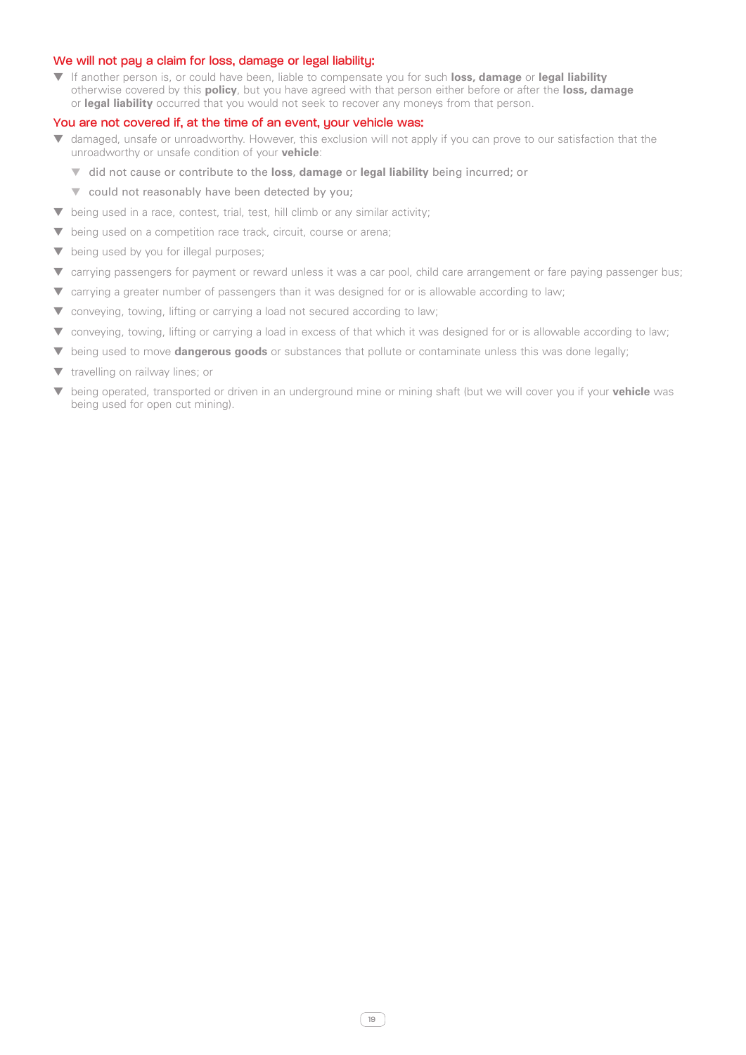### We will not pay a claim for loss, damage or legal liability:

- If another person is, or could have been, liable to compensate you for such **loss, damage** or **legal liability** otherwise covered by this **policy**, but you have agreed with that person either before or after the **loss, damage** or **legal liability** occurred that you would not seek to recover any moneys from that person.

### You are not covered if, at the time of an event, your vehicle was:

- damaged, unsafe or unroadworthy. However, this exclusion will not apply if you can prove to our satisfaction that the unroadworthy or unsafe condition of your **vehicle**:
  - did not cause or contribute to the **loss, damage** or **legal liability** being incurred; or
  - could not reasonably have been detected by you;
- being used in a race, contest, trial, test, hill climb or any similar activity;
- being used on a competition race track, circuit, course or arena;
- being used by you for illegal purposes;
- carrying passengers for payment or reward unless it was a car pool, child care arrangement or fare paying passenger bus;
- carrying a greater number of passengers than it was designed for or is allowable according to law;
- conveying, towing, lifting or carrying a load not secured according to law;
- conveying, towing, lifting or carrying a load in excess of that which it was designed for or is allowable according to law;
- being used to move **dangerous goods** or substances that pollute or contaminate unless this was done legally;
- travelling on railway lines; or
- being operated, transported or driven in an underground mine or mining shaft (but we will cover you if your **vehicle** was being used for open cut mining).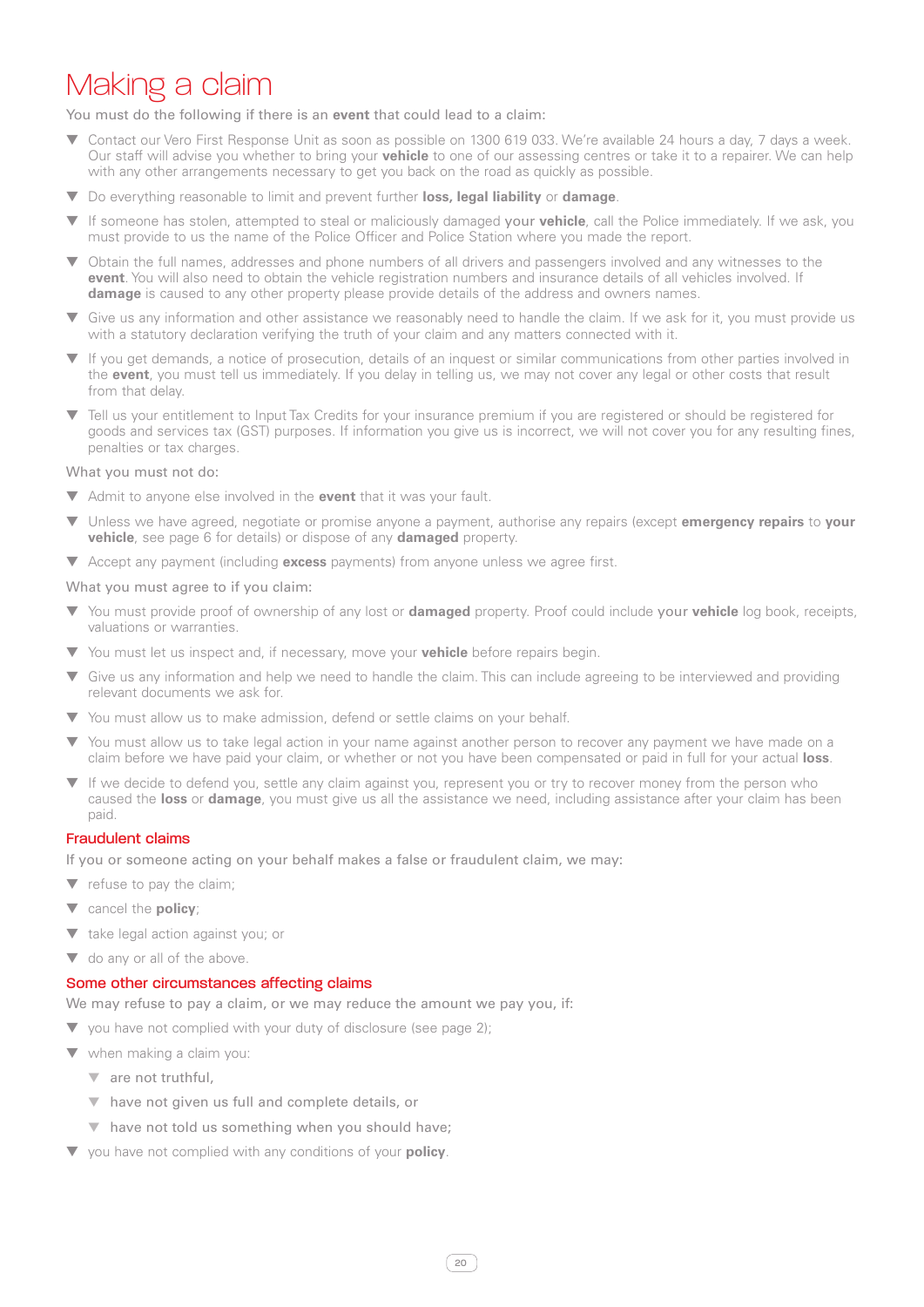# Making a claim

You must do the following if there is an **event** that could lead to a claim:

- Contact our Vero First Response Unit as soon as possible on 1300 619 033. We're available 24 hours a day, 7 days a week. Our staff will advise you whether to bring your **vehicle** to one of our assessing centres or take it to a repairer. We can help with any other arrangements necessary to get you back on the road as quickly as possible.
- Do everything reasonable to limit and prevent further **loss, legal liability** or **damage**.
- If someone has stolen, attempted to steal or maliciously damaged **your vehicle**, call the Police immediately. If we ask, you must provide to us the name of the Police Officer and Police Station where you made the report.
- Obtain the full names, addresses and phone numbers of all drivers and passengers involved and any witnesses to the **event**. You will also need to obtain the vehicle registration numbers and insurance details of all vehicles involved. If **damage** is caused to any other property please provide details of the address and owners names.
- Give us any information and other assistance we reasonably need to handle the claim. If we ask for it, you must provide us with a statutory declaration verifying the truth of your claim and any matters connected with it.
- If you get demands, a notice of prosecution, details of an inquest or similar communications from other parties involved in the **event**, you must tell us immediately. If you delay in telling us, we may not cover any legal or other costs that result from that delay.
- Tell us your entitlement to Input Tax Credits for your insurance premium if you are registered or should be registered for goods and services tax (GST) purposes. If information you give us is incorrect, we will not cover you for any resulting fines, penalties or tax charges.

What you must not do:

- Admit to anyone else involved in the **event** that it was your fault.
- Unless we have agreed, negotiate or promise anyone a payment, authorise any repairs (except **emergency repairs** to **your vehicle**, see page 6 for details) or dispose of any **damaged** property.
- Accept any payment (including **excess** payments) from anyone unless we agree first.

What you must agree to if you claim:

- You must provide proof of ownership of any lost or **damaged** property. Proof could include **your vehicle** log book, receipts, valuations or warranties.
- You must let us inspect and, if necessary, move your **vehicle** before repairs begin.
- Give us any information and help we need to handle the claim. This can include agreeing to be interviewed and providing relevant documents we ask for.
- You must allow us to make admission, defend or settle claims on your behalf.
- You must allow us to take legal action in your name against another person to recover any payment we have made on a claim before we have paid your claim, or whether or not you have been compensated or paid in full for your actual **loss**.
- If we decide to defend you, settle any claim against you, represent you or try to recover money from the person who caused the **loss** or **damage**, you must give us all the assistance we need, including assistance after your claim has been paid.

## Fraudulent claims

If you or someone acting on your behalf makes a false or fraudulent claim, we may:

- refuse to pay the claim;
- cancel the **policy**;
- take legal action against you; or
- do any or all of the above.

## Some other circumstances affecting claims

We may refuse to pay a claim, or we may reduce the amount we pay you, if:

- you have not complied with your duty of disclosure (see page 2);
- when making a claim you:
  - are not truthful,
  - have not given us full and complete details, or
  - have not told us something when you should have;
- you have not complied with any conditions of your **policy**.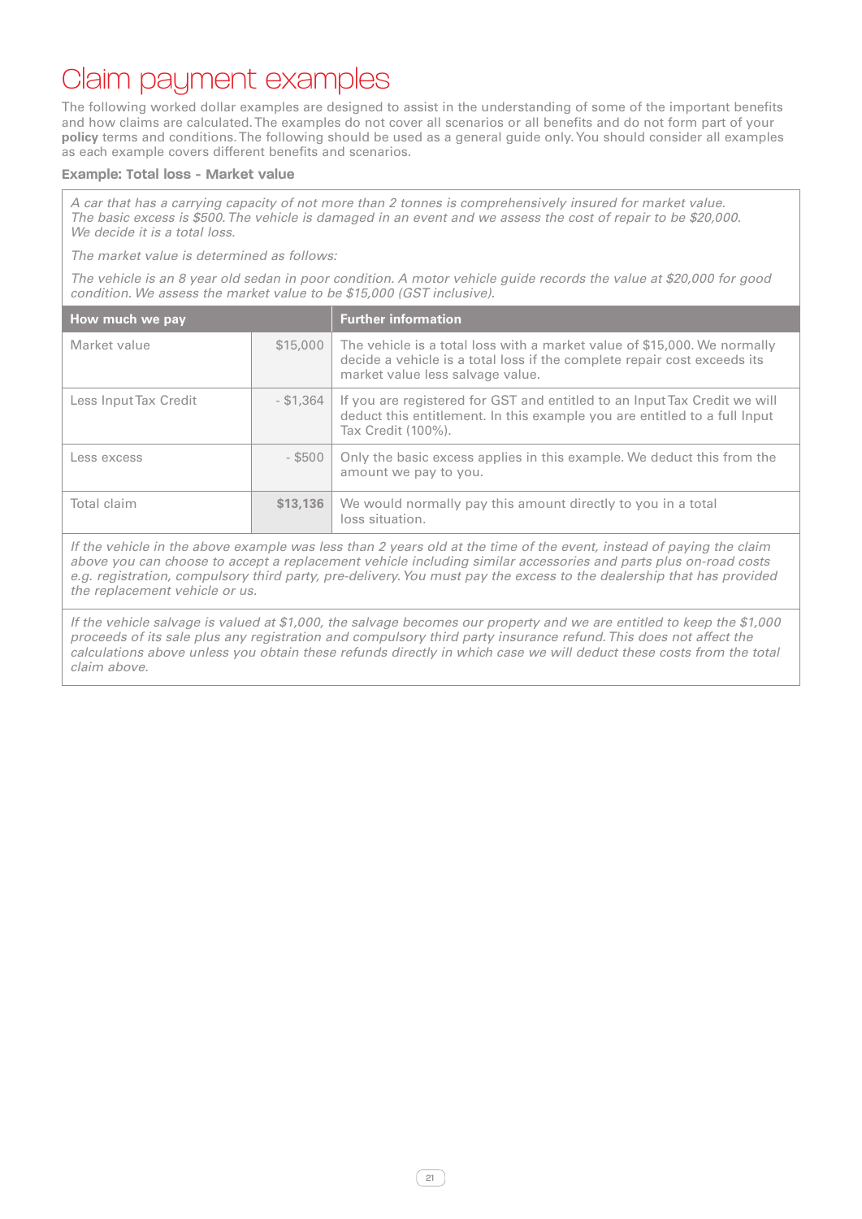# Claim payment examples

The following worked dollar examples are designed to assist in the understanding of some of the important benefits and how claims are calculated. The examples do not cover all scenarios or all benefits and do not form part of your **policy** terms and conditions. The following should be used as a general guide only. You should consider all examples as each example covers different benefits and scenarios.

### Example: Total loss - Market value

*A car that has a carrying capacity of not more than 2 tonnes is comprehensively insured for market value. The basic excess is $500. The vehicle is damaged in an event and we assess the cost of repair to be $20,000. We decide it is a total loss.*

*The market value is determined as follows:*

*The vehicle is an 8 year old sedan in poor condition. A motor vehicle guide records the value at $20,000 for good condition. We assess the market value to be $15,000 (GST inclusive).*

| How much we pay | | Further information |
|---|---|---|
| Market value | $15,000 | The vehicle is a total loss with a market value of $15,000. We normally decide a vehicle is a total loss if the complete repair cost exceeds its market value less salvage value. |
| Less Input Tax Credit | - $1,364 | If you are registered for GST and entitled to an Input Tax Credit we will deduct this entitlement. In this example you are entitled to a full Input Tax Credit (100%). |
| Less excess | - $500 | Only the basic excess applies in this example. We deduct this from the amount we pay to you. |
| Total claim | **$13,136** | We would normally pay this amount directly to you in a total loss situation. |

*If the vehicle in the above example was less than 2 years old at the time of the event, instead of paying the claim above you can choose to accept a replacement vehicle including similar accessories and parts plus on-road costs e.g. registration, compulsory third party, pre-delivery. You must pay the excess to the dealership that has provided the replacement vehicle or us.*

*If the vehicle salvage is valued at $1,000, the salvage becomes our property and we are entitled to keep the $1,000 proceeds of its sale plus any registration and compulsory third party insurance refund. This does not affect the calculations above unless you obtain these refunds directly in which case we will deduct these costs from the total claim above.*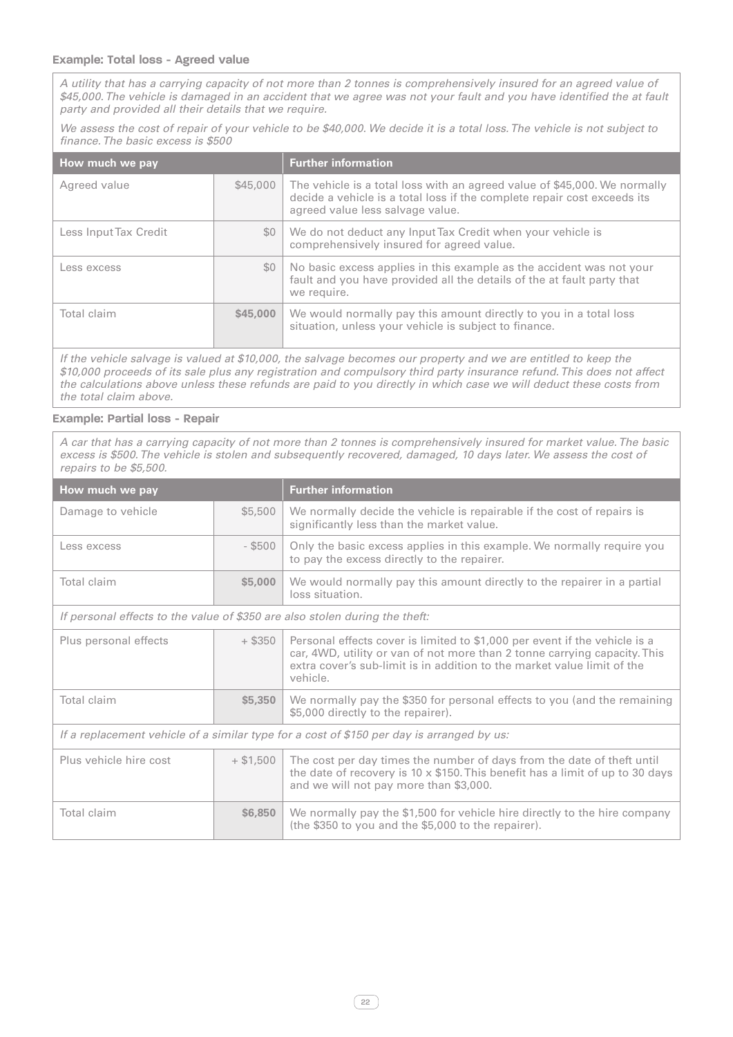### Example: Total loss - Agreed value

*A utility that has a carrying capacity of not more than 2 tonnes is comprehensively insured for an agreed value of $45,000. The vehicle is damaged in an accident that we agree was not your fault and you have identified the at fault party and provided all their details that we require.*

*We assess the cost of repair of your vehicle to be $40,000. We decide it is a total loss. The vehicle is not subject to finance. The basic excess is $500*

| How much we pay | | Further information |
|---|---|---|
| Agreed value | $45,000 | The vehicle is a total loss with an agreed value of $45,000. We normally decide a vehicle is a total loss if the complete repair cost exceeds its agreed value less salvage value. |
| Less Input Tax Credit | $0 | We do not deduct any Input Tax Credit when your vehicle is comprehensively insured for agreed value. |
| Less excess | $0 | No basic excess applies in this example as the accident was not your fault and you have provided all the details of the at fault party that we require. |
| Total claim | **$45,000** | We would normally pay this amount directly to you in a total loss situation, unless your vehicle is subject to finance. |

*If the vehicle salvage is valued at $10,000, the salvage becomes our property and we are entitled to keep the $10,000 proceeds of its sale plus any registration and compulsory third party insurance refund. This does not affect the calculations above unless these refunds are paid to you directly in which case we will deduct these costs from the total claim above.*

### Example: Partial loss - Repair

*A car that has a carrying capacity of not more than 2 tonnes is comprehensively insured for market value. The basic excess is $500. The vehicle is stolen and subsequently recovered, damaged, 10 days later. We assess the cost of repairs to be $5,500.*

| How much we pay | | Further information |
|---|---|---|
| Damage to vehicle | $5,500 | We normally decide the vehicle is repairable if the cost of repairs is significantly less than the market value. |
| Less excess | - $500 | Only the basic excess applies in this example. We normally require you to pay the excess directly to the repairer. |
| Total claim | **$5,000** | We would normally pay this amount directly to the repairer in a partial loss situation. |
| *If personal effects to the value of $350 are also stolen during the theft:* | | |
| Plus personal effects | + $350 | Personal effects cover is limited to $1,000 per event if the vehicle is a car, 4WD, utility or van of not more than 2 tonne carrying capacity. This extra cover's sub-limit is in addition to the market value limit of the vehicle. |
| Total claim | **$5,350** | We normally pay the $350 for personal effects to you (and the remaining $5,000 directly to the repairer). |
| *If a replacement vehicle of a similar type for a cost of $150 per day is arranged by us:* | | |
| Plus vehicle hire cost | + $1,500 | The cost per day times the number of days from the date of theft until the date of recovery is 10 x $150. This benefit has a limit of up to 30 days and we will not pay more than $3,000. |
| Total claim | **$6,850** | We normally pay the $1,500 for vehicle hire directly to the hire company (the $350 to you and the $5,000 to the repairer). |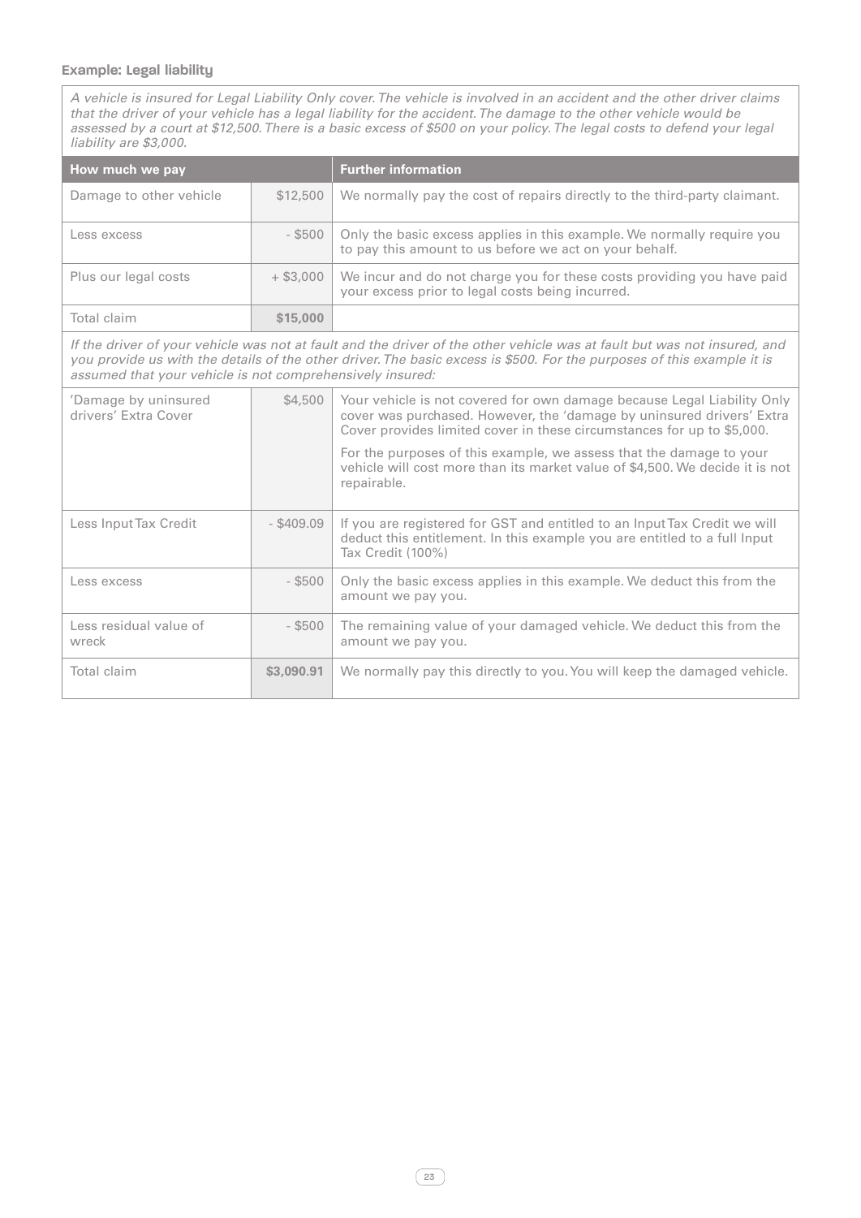### Example: Legal liability

*A vehicle is insured for Legal Liability Only cover. The vehicle is involved in an accident and the other driver claims that the driver of your vehicle has a legal liability for the accident. The damage to the other vehicle would be assessed by a court at $12,500. There is a basic excess of $500 on your policy. The legal costs to defend your legal liability are $3,000.*

| How much we pay | | Further information |
|---|---|---|
| Damage to other vehicle | $12,500 | We normally pay the cost of repairs directly to the third-party claimant. |
| Less excess | - $500 | Only the basic excess applies in this example. We normally require you to pay this amount to us before we act on your behalf. |
| Plus our legal costs | + $3,000 | We incur and do not charge you for these costs providing you have paid your excess prior to legal costs being incurred. |
| Total claim | **$15,000** | |

*If the driver of your vehicle was not at fault and the driver of the other vehicle was at fault but was not insured, and you provide us with the details of the other driver. The basic excess is $500. For the purposes of this example it is assumed that your vehicle is not comprehensively insured:*

| | | |
|---|---|---|
| 'Damage by uninsured drivers' Extra Cover | $4,500 | Your vehicle is not covered for own damage because Legal Liability Only cover was purchased. However, the 'damage by uninsured drivers' Extra Cover provides limited cover in these circumstances for up to $5,000. For the purposes of this example, we assess that the damage to your vehicle will cost more than its market value of $4,500. We decide it is not repairable. |
| Less Input Tax Credit | - $409.09 | If you are registered for GST and entitled to an Input Tax Credit we will deduct this entitlement. In this example you are entitled to a full Input Tax Credit (100%) |
| Less excess | - $500 | Only the basic excess applies in this example. We deduct this from the amount we pay you. |
| Less residual value of wreck | - $500 | The remaining value of your damaged vehicle. We deduct this from the amount we pay you. |
| Total claim | **$3,090.91** | We normally pay this directly to you. You will keep the damaged vehicle. |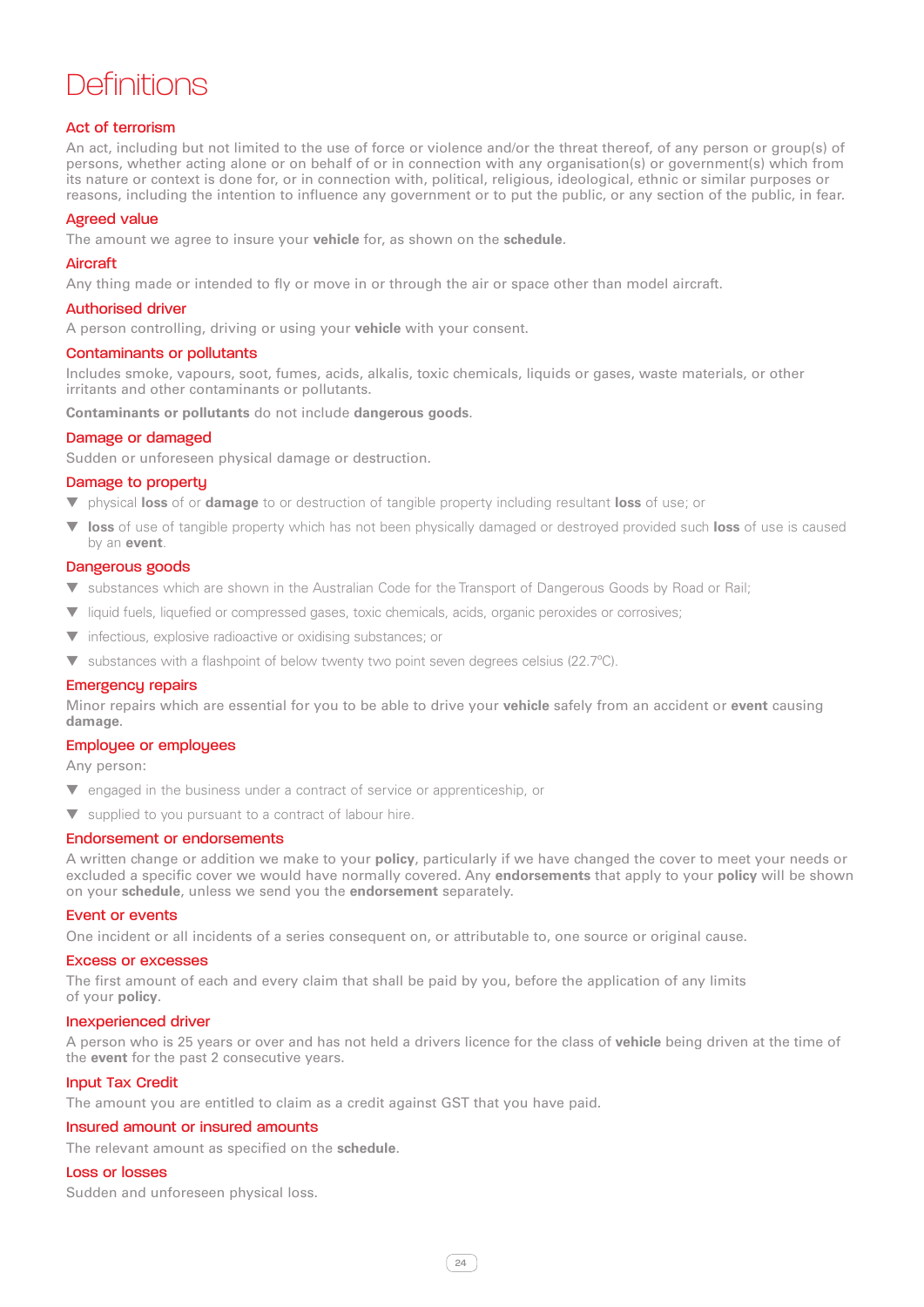# Definitions

## Act of terrorism

An act, including but not limited to the use of force or violence and/or the threat thereof, of any person or group(s) of persons, whether acting alone or on behalf of or in connection with any organisation(s) or government(s) which from its nature or context is done for, or in connection with, political, religious, ideological, ethnic or similar purposes or reasons, including the intention to influence any government or to put the public, or any section of the public, in fear.

## Agreed value

The amount we agree to insure your **vehicle** for, as shown on the **schedule**.

## Aircraft

Any thing made or intended to fly or move in or through the air or space other than model aircraft.

## Authorised driver

A person controlling, driving or using your **vehicle** with your consent.

## Contaminants or pollutants

Includes smoke, vapours, soot, fumes, acids, alkalis, toxic chemicals, liquids or gases, waste materials, or other irritants and other contaminants or pollutants.

**Contaminants or pollutants** do not include **dangerous goods**.

## Damage or damaged

Sudden or unforeseen physical damage or destruction.

## Damage to property

- physical **loss** of or **damage** to or destruction of tangible property including resultant **loss** of use; or
- **loss** of use of tangible property which has not been physically damaged or destroyed provided such **loss** of use is caused by an **event**.

## Dangerous goods

- substances which are shown in the Australian Code for the Transport of Dangerous Goods by Road or Rail;
- liquid fuels, liquefied or compressed gases, toxic chemicals, acids, organic peroxides or corrosives;
- infectious, explosive radioactive or oxidising substances; or
- substances with a flashpoint of below twenty two point seven degrees celsius (22.7ºC).

## Emergency repairs

Minor repairs which are essential for you to be able to drive your **vehicle** safely from an accident or **event** causing **damage**.

## Employee or employees

Any person:

- engaged in the business under a contract of service or apprenticeship, or
- supplied to you pursuant to a contract of labour hire.

## Endorsement or endorsements

A written change or addition we make to your **policy**, particularly if we have changed the cover to meet your needs or excluded a specific cover we would have normally covered. Any **endorsements** that apply to your **policy** will be shown on your **schedule**, unless we send you the **endorsement** separately.

## Event or events

One incident or all incidents of a series consequent on, or attributable to, one source or original cause.

## Excess or excesses

The first amount of each and every claim that shall be paid by you, before the application of any limits of your **policy**.

## Inexperienced driver

A person who is 25 years or over and has not held a drivers licence for the class of **vehicle** being driven at the time of the **event** for the past 2 consecutive years.

## Input Tax Credit

The amount you are entitled to claim as a credit against GST that you have paid.

## Insured amount or insured amounts

The relevant amount as specified on the **schedule**.

## Loss or losses

Sudden and unforeseen physical loss.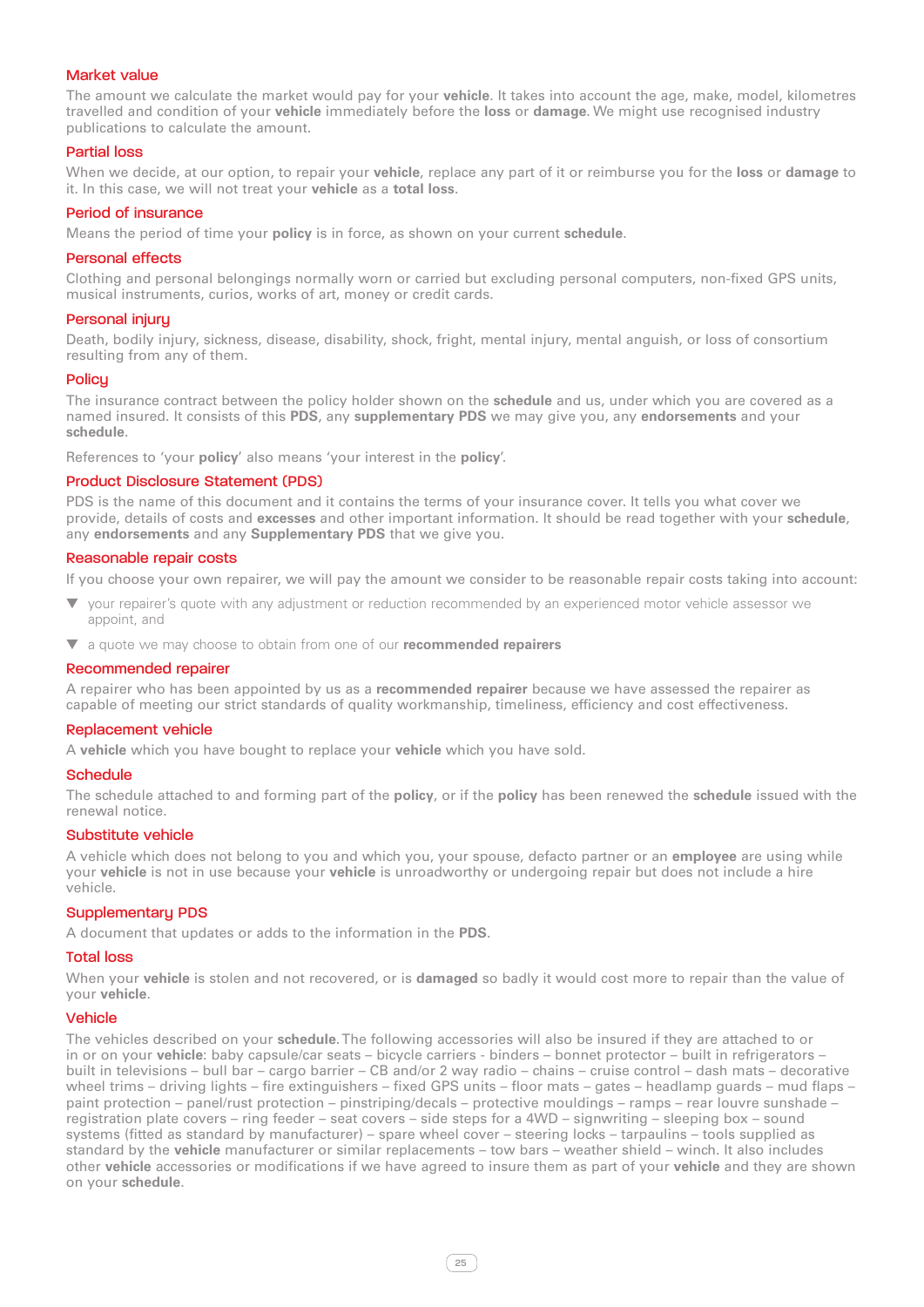### Market value

The amount we calculate the market would pay for your **vehicle**. It takes into account the age, make, model, kilometres travelled and condition of your **vehicle** immediately before the **loss** or **damage**. We might use recognised industry publications to calculate the amount.

### Partial loss

When we decide, at our option, to repair your **vehicle**, replace any part of it or reimburse you for the **loss** or **damage** to it. In this case, we will not treat your **vehicle** as a **total loss**.

### Period of insurance

Means the period of time your **policy** is in force, as shown on your current **schedule**.

### Personal effects

Clothing and personal belongings normally worn or carried but excluding personal computers, non-fixed GPS units, musical instruments, curios, works of art, money or credit cards.

### Personal injury

Death, bodily injury, sickness, disease, disability, shock, fright, mental injury, mental anguish, or loss of consortium resulting from any of them.

### Policy

The insurance contract between the policy holder shown on the **schedule** and us, under which you are covered as a named insured. It consists of this **PDS**, any **supplementary PDS** we may give you, any **endorsements** and your **schedule**.

References to 'your **policy**' also means 'your interest in the **policy**'.

### Product Disclosure Statement (PDS)

PDS is the name of this document and it contains the terms of your insurance cover. It tells you what cover we provide, details of costs and **excesses** and other important information. It should be read together with your **schedule**, any **endorsements** and any **Supplementary PDS** that we give you.

### Reasonable repair costs

If you choose your own repairer, we will pay the amount we consider to be reasonable repair costs taking into account:

- your repairer's quote with any adjustment or reduction recommended by an experienced motor vehicle assessor we appoint, and
- a quote we may choose to obtain from one of our **recommended repairers**

### Recommended repairer

A repairer who has been appointed by us as a **recommended repairer** because we have assessed the repairer as capable of meeting our strict standards of quality workmanship, timeliness, efficiency and cost effectiveness.

### Replacement vehicle

A **vehicle** which you have bought to replace your **vehicle** which you have sold.

### Schedule

The schedule attached to and forming part of the **policy**, or if the **policy** has been renewed the **schedule** issued with the renewal notice.

### Substitute vehicle

A vehicle which does not belong to you and which you, your spouse, defacto partner or an **employee** are using while your **vehicle** is not in use because your **vehicle** is unroadworthy or undergoing repair but does not include a hire vehicle.

### Supplementary PDS

A document that updates or adds to the information in the **PDS**.

### Total loss

When your **vehicle** is stolen and not recovered, or is **damaged** so badly it would cost more to repair than the value of your **vehicle**.

### Vehicle

The vehicles described on your **schedule**. The following accessories will also be insured if they are attached to or in or on your **vehicle**: baby capsule/car seats – bicycle carriers - binders – bonnet protector – built in refrigerators – built in televisions – bull bar – cargo barrier – CB and/or 2 way radio – chains – cruise control – dash mats – decorative wheel trims – driving lights – fire extinguishers – fixed GPS units – floor mats – gates – headlamp guards – mud flaps – paint protection – panel/rust protection – pinstripping/decals – protective mouldings – ramps – rear louvre sunshade – registration plate covers – ring feeder – seat covers – side steps for a 4WD – signwriting – sleeping box – sound systems (fitted as standard by manufacturer) – spare wheel cover – steering locks – tarpaulins – tools supplied as standard by the **vehicle** manufacturer or similar replacements – tow bars – weather shield – winch. It also includes other **vehicle** accessories or modifications if we have agreed to insure them as part of your **vehicle** and they are shown on your **schedule**.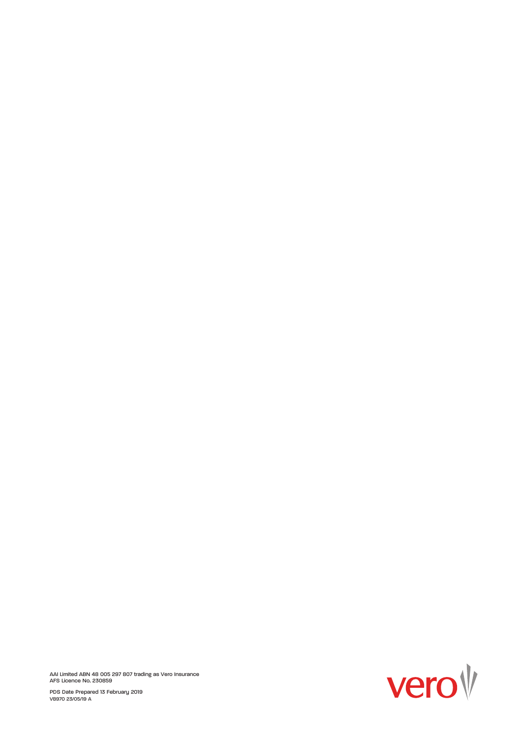AAI Limited ABN 48 005 297 807 trading as Vero Insurance
AFS Licence No. 230859

PDS Date Prepared 13 February 2019
V8970 23/05/19 A

vero